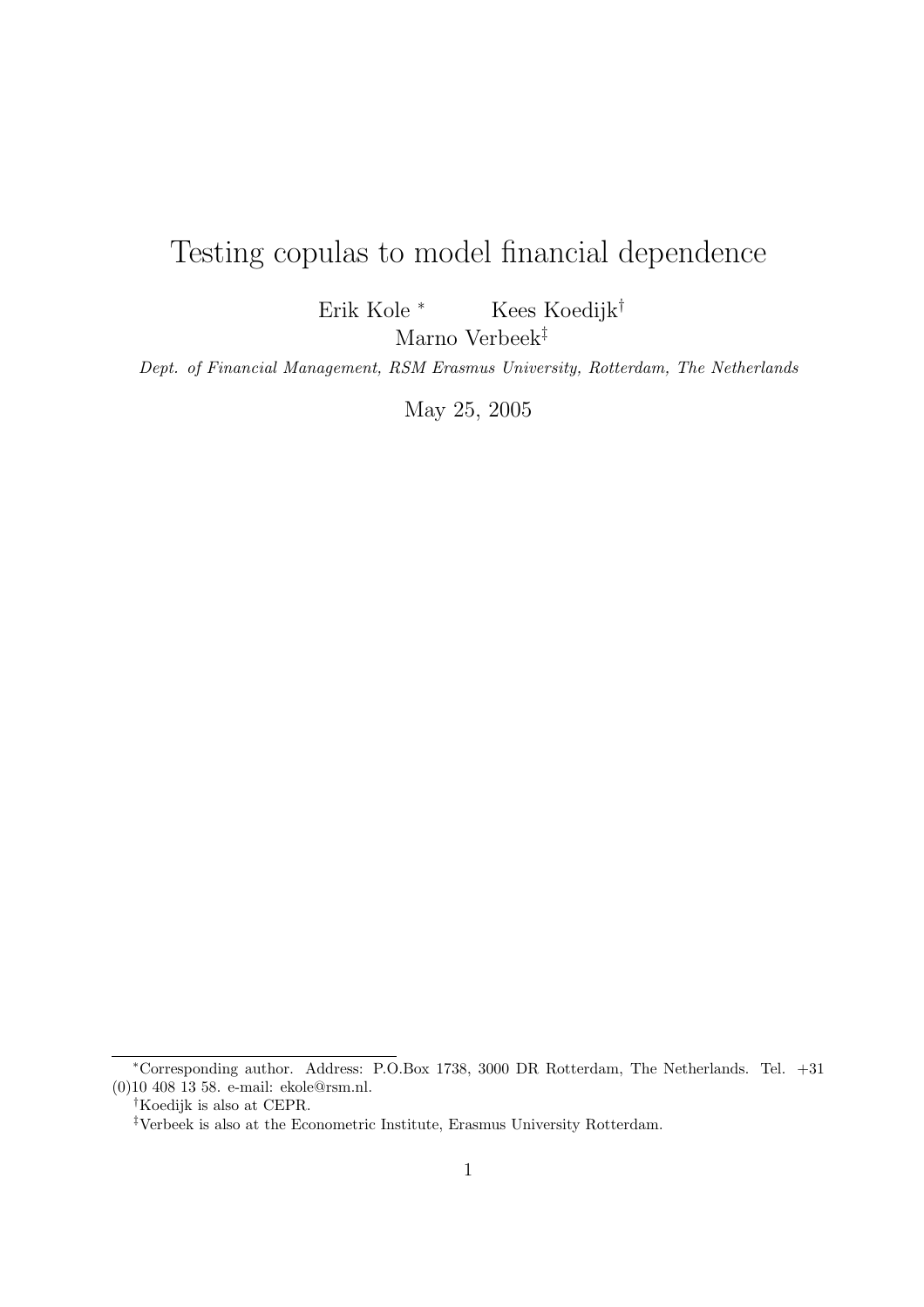# Testing copulas to model financial dependence

Erik Kole [*] Kees Koedijk [†]
Marno Verbeek [‡]

*Dept. of Financial Management, RSM Erasmus University, Rotterdam, The Netherlands*

May 25, 2005

---

[*] Corresponding author. Address: P.O.Box 1738, 3000 DR Rotterdam, The Netherlands. Tel. +31 (0)10 408 13 58. e-mail: ekole@rsm.nl.

[†] Koedijk is also at CEPR.

[‡] Verbeek is also at the Econometric Institute, Erasmus University Rotterdam.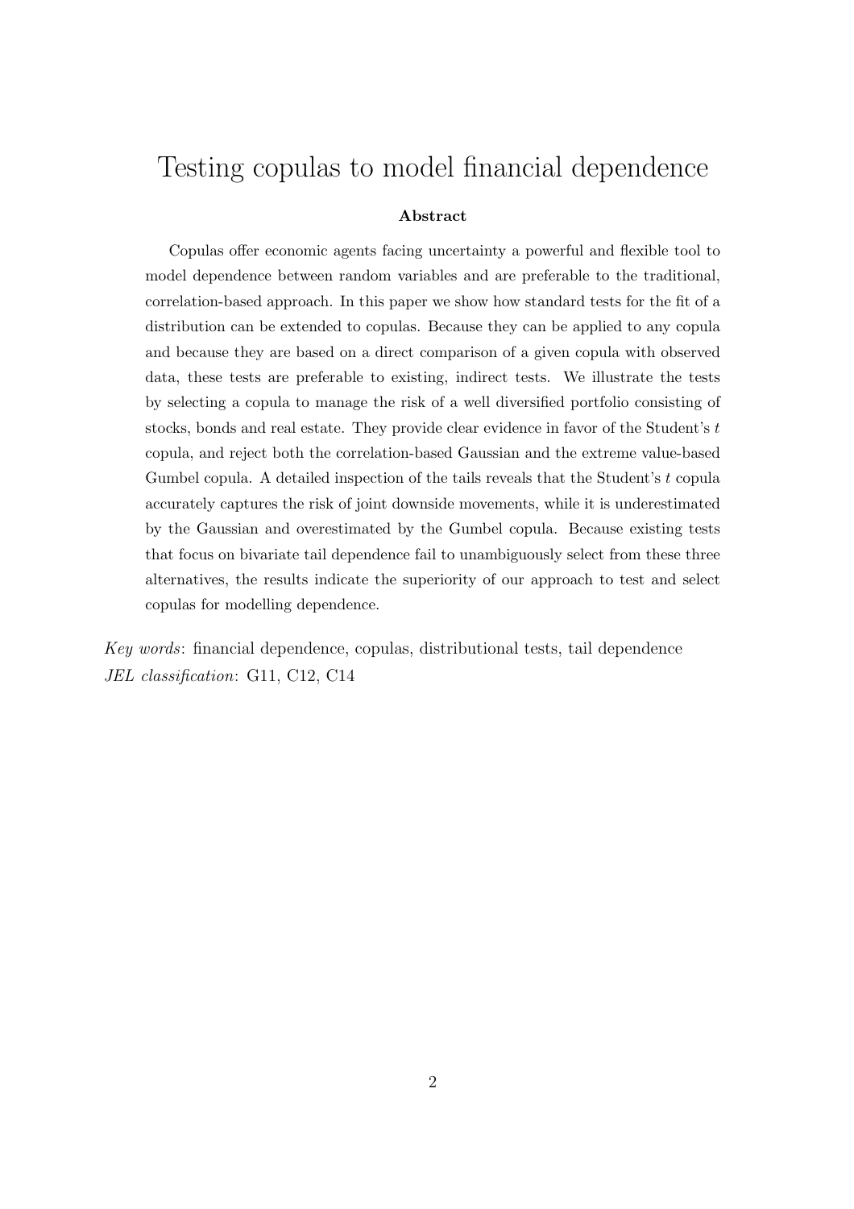# Testing copulas to model financial dependence

**Abstract**

Copulas offer economic agents facing uncertainty a powerful and flexible tool to model dependence between random variables and are preferable to the traditional, correlation-based approach. In this paper we show how standard tests for the fit of a distribution can be extended to copulas. Because they can be applied to any copula and because they are based on a direct comparison of a given copula with observed data, these tests are preferable to existing, indirect tests. We illustrate the tests by selecting a copula to manage the risk of a well diversified portfolio consisting of stocks, bonds and real estate. They provide clear evidence in favor of the Student's $t$ copula, and reject both the correlation-based Gaussian and the extreme value-based Gumbel copula. A detailed inspection of the tails reveals that the Student's $t$ copula accurately captures the risk of joint downside movements, while it is underestimated by the Gaussian and overestimated by the Gumbel copula. Because existing tests that focus on bivariate tail dependence fail to unambiguously select from these three alternatives, the results indicate the superiority of our approach to test and select copulas for modelling dependence.

*Key words*: financial dependence, copulas, distributional tests, tail dependence
*JEL classification*: G11, C12, C14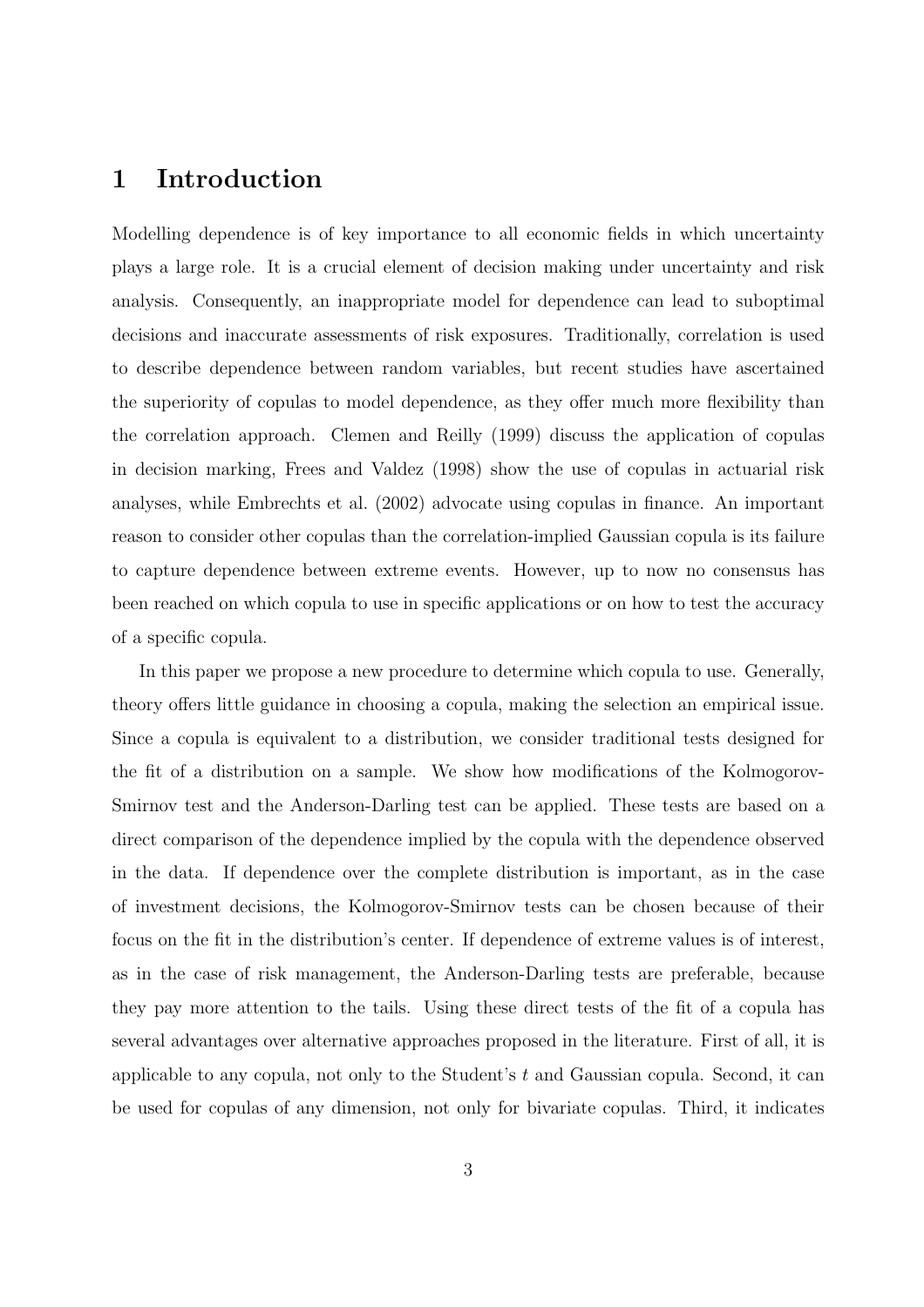# 1 Introduction

Modelling dependence is of key importance to all economic fields in which uncertainty plays a large role. It is a crucial element of decision making under uncertainty and risk analysis. Consequently, an inappropriate model for dependence can lead to suboptimal decisions and inaccurate assessments of risk exposures. Traditionally, correlation is used to describe dependence between random variables, but recent studies have ascertained the superiority of copulas to model dependence, as they offer much more flexibility than the correlation approach. Clemen and Reilly (1999) discuss the application of copulas in decision marking, Frees and Valdez (1998) show the use of copulas in actuarial risk analyses, while Embrechts et al. (2002) advocate using copulas in finance. An important reason to consider other copulas than the correlation-implied Gaussian copula is its failure to capture dependence between extreme events. However, up to now no consensus has been reached on which copula to use in specific applications or on how to test the accuracy of a specific copula.

In this paper we propose a new procedure to determine which copula to use. Generally, theory offers little guidance in choosing a copula, making the selection an empirical issue. Since a copula is equivalent to a distribution, we consider traditional tests designed for the fit of a distribution on a sample. We show how modifications of the Kolmogorov-Smirnov test and the Anderson-Darling test can be applied. These tests are based on a direct comparison of the dependence implied by the copula with the dependence observed in the data. If dependence over the complete distribution is important, as in the case of investment decisions, the Kolmogorov-Smirnov tests can be chosen because of their focus on the fit in the distribution's center. If dependence of extreme values is of interest, as in the case of risk management, the Anderson-Darling tests are preferable, because they pay more attention to the tails. Using these direct tests of the fit of a copula has several advantages over alternative approaches proposed in the literature. First of all, it is applicable to any copula, not only to the Student's $t$ and Gaussian copula. Second, it can be used for copulas of any dimension, not only for bivariate copulas. Third, it indicates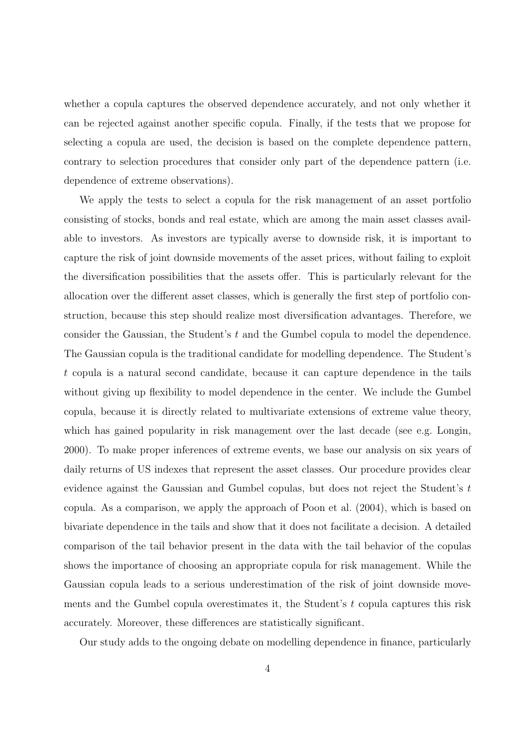whether a copula captures the observed dependence accurately, and not only whether it can be rejected against another specific copula. Finally, if the tests that we propose for selecting a copula are used, the decision is based on the complete dependence pattern, contrary to selection procedures that consider only part of the dependence pattern (i.e. dependence of extreme observations).

We apply the tests to select a copula for the risk management of an asset portfolio consisting of stocks, bonds and real estate, which are among the main asset classes available to investors. As investors are typically averse to downside risk, it is important to capture the risk of joint downside movements of the asset prices, without failing to exploit the diversification possibilities that the assets offer. This is particularly relevant for the allocation over the different asset classes, which is generally the first step of portfolio construction, because this step should realize most diversification advantages. Therefore, we consider the Gaussian, the Student's $t$ and the Gumbel copula to model the dependence. The Gaussian copula is the traditional candidate for modelling dependence. The Student's $t$ copula is a natural second candidate, because it can capture dependence in the tails without giving up flexibility to model dependence in the center. We include the Gumbel copula, because it is directly related to multivariate extensions of extreme value theory, which has gained popularity in risk management over the last decade (see e.g. Longin, 2000). To make proper inferences of extreme events, we base our analysis on six years of daily returns of US indexes that represent the asset classes. Our procedure provides clear evidence against the Gaussian and Gumbel copulas, but does not reject the Student's $t$ copula. As a comparison, we apply the approach of Poon et al. (2004), which is based on bivariate dependence in the tails and show that it does not facilitate a decision. A detailed comparison of the tail behavior present in the data with the tail behavior of the copulas shows the importance of choosing an appropriate copula for risk management. While the Gaussian copula leads to a serious underestimation of the risk of joint downside movements and the Gumbel copula overestimates it, the Student's $t$ copula captures this risk accurately. Moreover, these differences are statistically significant.

Our study adds to the ongoing debate on modelling dependence in finance, particularly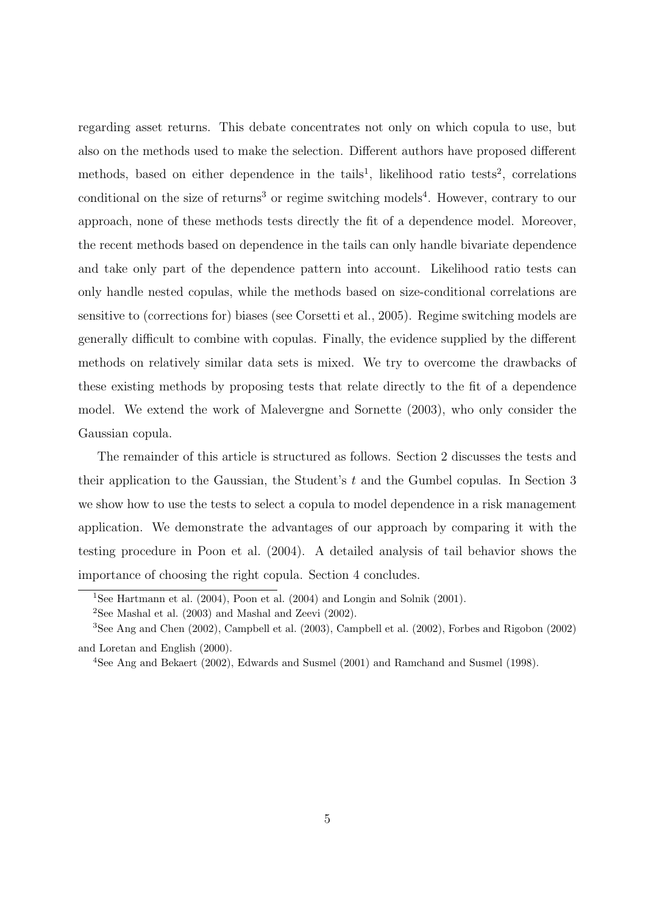regarding asset returns. This debate concentrates not only on which copula to use, but also on the methods used to make the selection. Different authors have proposed different methods, based on either dependence in the tails[1], likelihood ratio tests[2], correlations conditional on the size of returns[3] or regime switching models[4]. However, contrary to our approach, none of these methods tests directly the fit of a dependence model. Moreover, the recent methods based on dependence in the tails can only handle bivariate dependence and take only part of the dependence pattern into account. Likelihood ratio tests can only handle nested copulas, while the methods based on size-conditional correlations are sensitive to (corrections for) biases (see Corsetti et al., 2005). Regime switching models are generally difficult to combine with copulas. Finally, the evidence supplied by the different methods on relatively similar data sets is mixed. We try to overcome the drawbacks of these existing methods by proposing tests that relate directly to the fit of a dependence model. We extend the work of Malevergne and Sornette (2003), who only consider the Gaussian copula.

The remainder of this article is structured as follows. Section 2 discusses the tests and their application to the Gaussian, the Student's $t$ and the Gumbel copulas. In Section 3 we show how to use the tests to select a copula to model dependence in a risk management application. We demonstrate the advantages of our approach by comparing it with the testing procedure in Poon et al. (2004). A detailed analysis of tail behavior shows the importance of choosing the right copula. Section 4 concludes.

[1] See Hartmann et al. (2004), Poon et al. (2004) and Longin and Solnik (2001).

[2] See Mashal et al. (2003) and Mashal and Zeevi (2002).

[3] See Ang and Chen (2002), Campbell et al. (2003), Campbell et al. (2002), Forbes and Rigobon (2002) and Loretan and English (2000).

[4] See Ang and Bekaert (2002), Edwards and Susmel (2001) and Ramchand and Susmel (1998).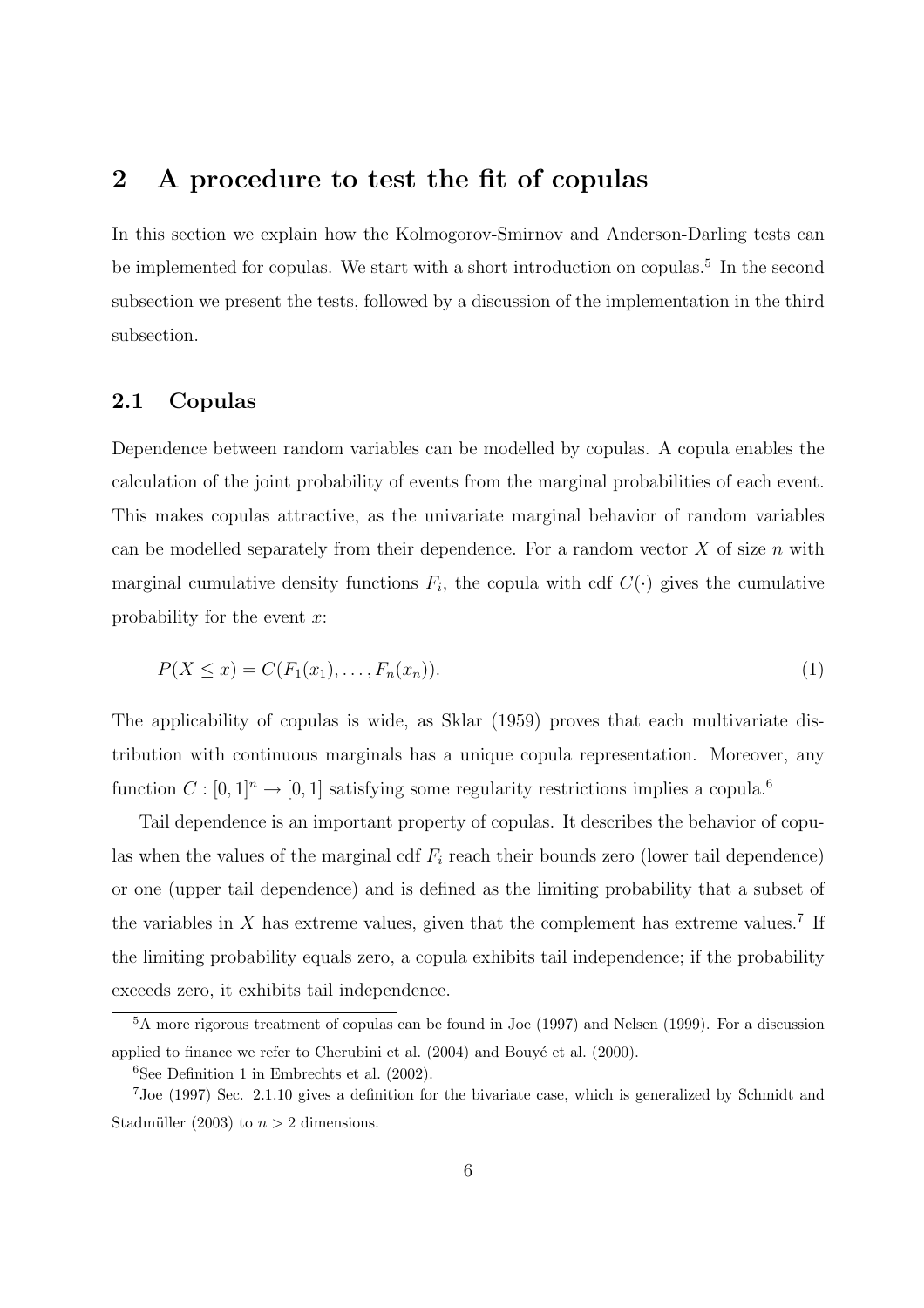# 2 A procedure to test the fit of copulas

In this section we explain how the Kolmogorov-Smirnov and Anderson-Darling tests can be implemented for copulas. We start with a short introduction on copulas.[5] In the second subsection we present the tests, followed by a discussion of the implementation in the third subsection.

## 2.1 Copulas

Dependence between random variables can be modelled by copulas. A copula enables the calculation of the joint probability of events from the marginal probabilities of each event. This makes copulas attractive, as the univariate marginal behavior of random variables can be modelled separately from their dependence. For a random vector $X$ of size $n$ with marginal cumulative density functions $F_i$, the copula with cdf $C(\cdot)$ gives the cumulative probability for the event $x$:

$$P(X \leq x) = C(F_1(x_1), \ldots, F_n(x_n)). \tag{1}$$

The applicability of copulas is wide, as Sklar (1959) proves that each multivariate distribution with continuous marginals has a unique copula representation. Moreover, any function $C : [0, 1]^n \rightarrow [0, 1]$ satisfying some regularity restrictions implies a copula.[6]

Tail dependence is an important property of copulas. It describes the behavior of copulas when the values of the marginal cdf $F_i$ reach their bounds zero (lower tail dependence) or one (upper tail dependence) and is defined as the limiting probability that a subset of the variables in $X$ has extreme values, given that the complement has extreme values.[7] If the limiting probability equals zero, a copula exhibits tail independence; if the probability exceeds zero, it exhibits tail independence.

[5] A more rigorous treatment of copulas can be found in Joe (1997) and Nelsen (1999). For a discussion applied to finance we refer to Cherubini et al. (2004) and Bouyé et al. (2000).

[6] See Definition 1 in Embrechts et al. (2002).

[7] Joe (1997) Sec. 2.1.10 gives a definition for the bivariate case, which is generalized by Schmidt and Stadmüller (2003) to $n > 2$ dimensions.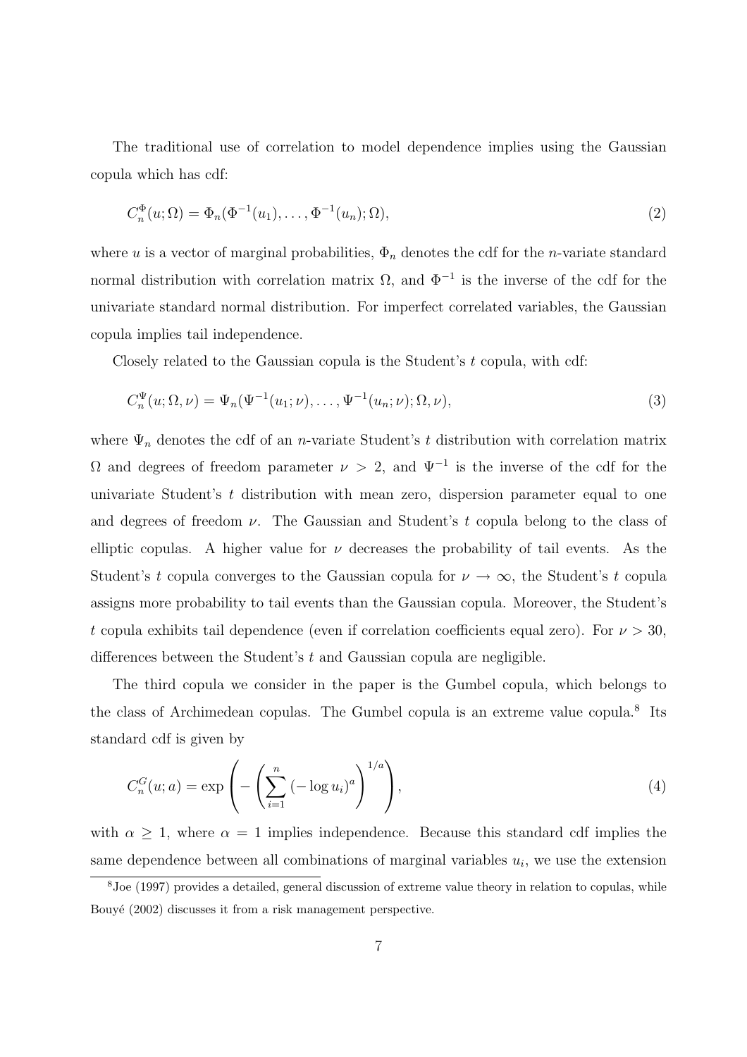The traditional use of correlation to model dependence implies using the Gaussian copula which has cdf:

$$C_n^{\Phi}(u;\Omega) = \Phi_n(\Phi^{-1}(u_1), \ldots, \Phi^{-1}(u_n); \Omega), \tag{2}$$

where $u$ is a vector of marginal probabilities, $\Phi_n$ denotes the cdf for the $n$-variate standard normal distribution with correlation matrix $\Omega$, and $\Phi^{-1}$ is the inverse of the cdf for the univariate standard normal distribution. For imperfect correlated variables, the Gaussian copula implies tail independence.

Closely related to the Gaussian copula is the Student's $t$ copula, with cdf:

$$C_n^{\Psi}(u;\Omega,\nu) = \Psi_n(\Psi^{-1}(u_1;\nu), \ldots, \Psi^{-1}(u_n;\nu); \Omega, \nu), \tag{3}$$

where $\Psi_n$ denotes the cdf of an $n$-variate Student's $t$ distribution with correlation matrix $\Omega$ and degrees of freedom parameter $\nu > 2$, and $\Psi^{-1}$ is the inverse of the cdf for the univariate Student's $t$ distribution with mean zero, dispersion parameter equal to one and degrees of freedom $\nu$. The Gaussian and Student's $t$ copula belong to the class of elliptic copulas. A higher value for $\nu$ decreases the probability of tail events. As the Student's $t$ copula converges to the Gaussian copula for $\nu \to \infty$, the Student's $t$ copula assigns more probability to tail events than the Gaussian copula. Moreover, the Student's $t$ copula exhibits tail dependence (even if correlation coefficients equal zero). For $\nu > 30$, differences between the Student's $t$ and Gaussian copula are negligible.

The third copula we consider in the paper is the Gumbel copula, which belongs to the class of Archimedean copulas. The Gumbel copula is an extreme value copula.[8] Its standard cdf is given by

$$C_n^{G}(u;a) = \exp\left(-\left(\sum_{i=1}^{n}\left(-\log u_i\right)^{a}\right)^{1/a}\right), \tag{4}$$

with $\alpha \geq 1$, where $\alpha = 1$ implies independence. Because this standard cdf implies the same dependence between all combinations of marginal variables $u_i$, we use the extension

[8] Joe (1997) provides a detailed, general discussion of extreme value theory in relation to copulas, while Bouyé (2002) discusses it from a risk management perspective.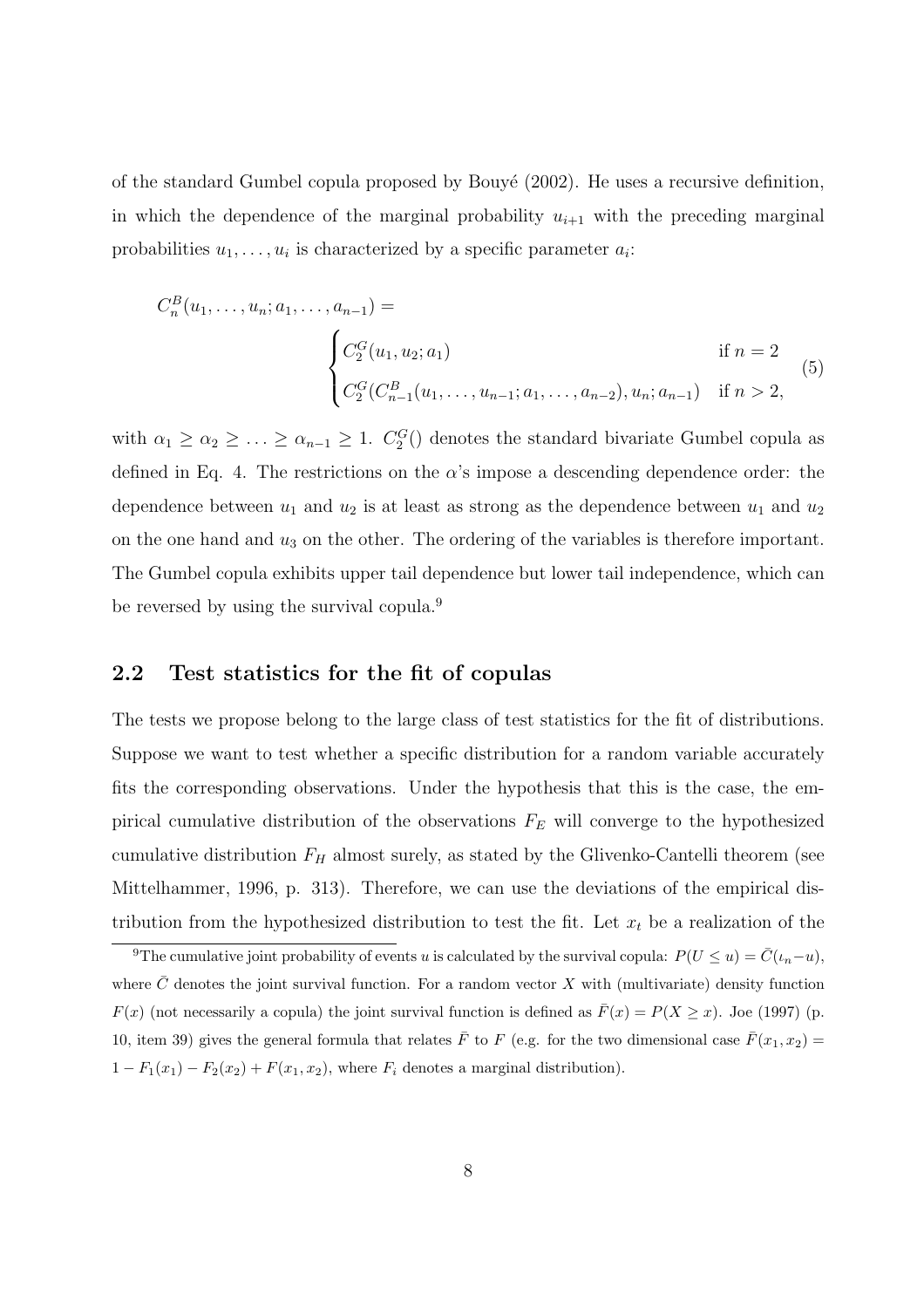of the standard Gumbel copula proposed by Bouyé (2002). He uses a recursive definition, in which the dependence of the marginal probability $u_{i+1}$ with the preceding marginal probabilities $u_1, \ldots, u_i$ is characterized by a specific parameter $a_i$:

$$
C_n^B(u_1, \ldots, u_n; a_1, \ldots, a_{n-1}) = \begin{cases} C_2^G(u_1, u_2; a_1) & \text{if } n = 2 \\ C_2^G(C_{n-1}^B(u_1, \ldots, u_{n-1}; a_1, \ldots, a_{n-2}), u_n; a_{n-1}) & \text{if } n > 2, \end{cases} \tag{5}
$$

with $\alpha_1 \geq \alpha_2 \geq \ldots \geq \alpha_{n-1} \geq 1$. $C_2^G()$ denotes the standard bivariate Gumbel copula as defined in Eq. 4. The restrictions on the $\alpha$'s impose a descending dependence order: the dependence between $u_1$ and $u_2$ is at least as strong as the dependence between $u_1$ and $u_2$ on the one hand and $u_3$ on the other. The ordering of the variables is therefore important. The Gumbel copula exhibits upper tail dependence but lower tail independence, which can be reversed by using the survival copula.[9]

## 2.2 Test statistics for the fit of copulas

The tests we propose belong to the large class of test statistics for the fit of distributions. Suppose we want to test whether a specific distribution for a random variable accurately fits the corresponding observations. Under the hypothesis that this is the case, the empirical cumulative distribution of the observations $F_E$ will converge to the hypothesized cumulative distribution $F_H$ almost surely, as stated by the Glivenko-Cantelli theorem (see Mittelhammer, 1996, p. 313). Therefore, we can use the deviations of the empirical distribution from the hypothesized distribution to test the fit. Let $x_t$ be a realization of the

[9] The cumulative joint probability of events $u$ is calculated by the survival copula: $P(U \leq u) = \bar{C}(\iota_n - u)$, where $\bar{C}$ denotes the joint survival function. For a random vector $X$ with (multivariate) density function $F(x)$ (not necessarily a copula) the joint survival function is defined as $\bar{F}(x) = P(X \geq x)$. Joe (1997) (p. 10, item 39) gives the general formula that relates $\bar{F}$ to $F$ (e.g. for the two dimensional case $\bar{F}(x_1, x_2) = 1 - F_1(x_1) - F_2(x_2) + F(x_1, x_2)$, where $F_i$ denotes a marginal distribution).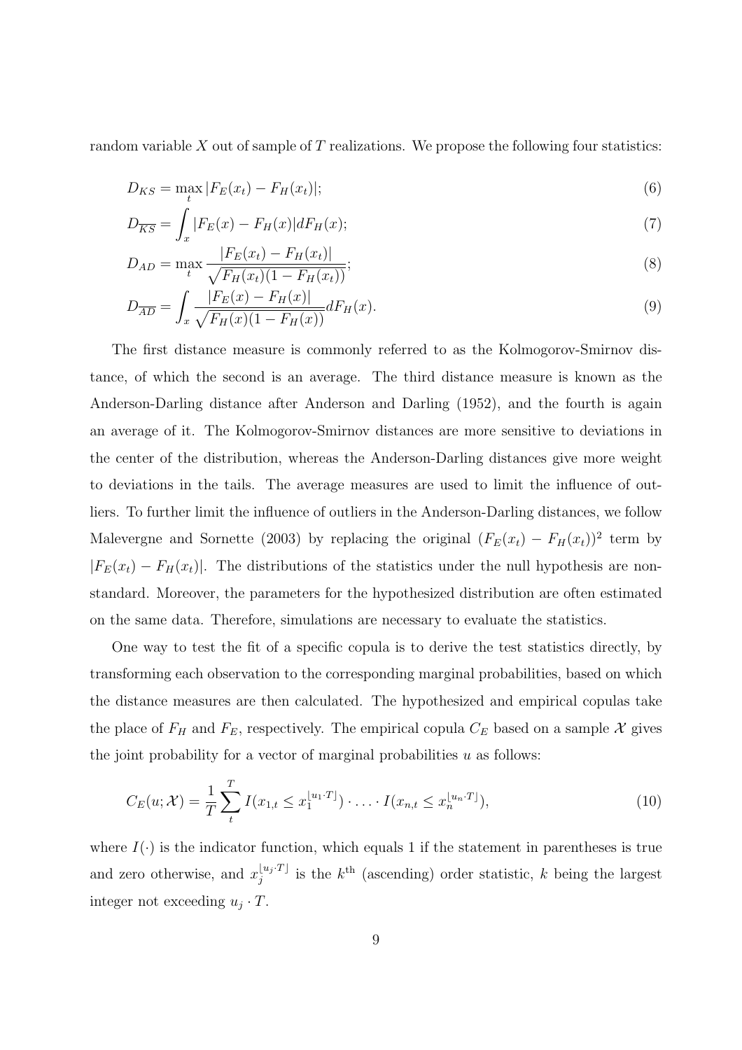random variable $X$ out of sample of $T$ realizations. We propose the following four statistics:

$$D_{KS} = \max_t |F_E(x_t) - F_H(x_t)|; \tag{6}$$

$$D_{\overline{KS}} = \int_x |F_E(x) - F_H(x)| dF_H(x); \tag{7}$$

$$D_{AD} = \max_t \frac{|F_E(x_t) - F_H(x_t)|}{\sqrt{F_H(x_t)(1 - F_H(x_t))}}; \tag{8}$$

$$D_{\overline{AD}} = \int_x \frac{|F_E(x) - F_H(x)|}{\sqrt{F_H(x)(1 - F_H(x))}} dF_H(x). \tag{9}$$

The first distance measure is commonly referred to as the Kolmogorov-Smirnov distance, of which the second is an average. The third distance measure is known as the Anderson-Darling distance after Anderson and Darling (1952), and the fourth is again an average of it. The Kolmogorov-Smirnov distances are more sensitive to deviations in the center of the distribution, whereas the Anderson-Darling distances give more weight to deviations in the tails. The average measures are used to limit the influence of outliers. To further limit the influence of outliers in the Anderson-Darling distances, we follow Malevergne and Sornette (2003) by replacing the original $(F_E(x_t) - F_H(x_t))^2$ term by $|F_E(x_t) - F_H(x_t)|$. The distributions of the statistics under the null hypothesis are non-standard. Moreover, the parameters for the hypothesized distribution are often estimated on the same data. Therefore, simulations are necessary to evaluate the statistics.

One way to test the fit of a specific copula is to derive the test statistics directly, by transforming each observation to the corresponding marginal probabilities, based on which the distance measures are then calculated. The hypothesized and empirical copulas take the place of $F_H$ and $F_E$, respectively. The empirical copula $C_E$ based on a sample $\mathcal{X}$ gives the joint probability for a vector of marginal probabilities $u$ as follows:

$$C_E(u; \mathcal{X}) = \frac{1}{T} \sum_t^T I(x_{1,t} \leq x_1^{\lfloor u_1 \cdot T \rfloor}) \cdot \ldots \cdot I(x_{n,t} \leq x_n^{\lfloor u_n \cdot T \rfloor}), \tag{10}$$

where $I(\cdot)$ is the indicator function, which equals 1 if the statement in parentheses is true and zero otherwise, and $x_j^{\lfloor u_j \cdot T \rfloor}$ is the $k^{\text{th}}$ (ascending) order statistic, $k$ being the largest integer not exceeding $u_j \cdot T$.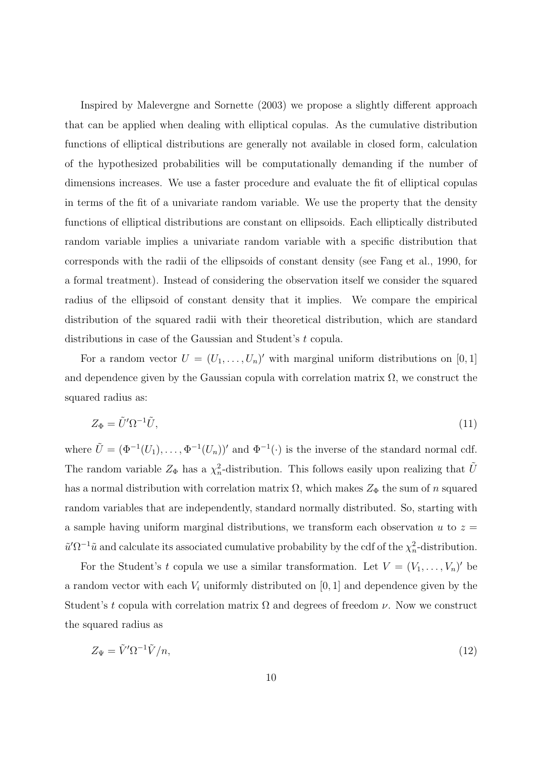Inspired by Malevergne and Sornette (2003) we propose a slightly different approach that can be applied when dealing with elliptical copulas. As the cumulative distribution functions of elliptical distributions are generally not available in closed form, calculation of the hypothesized probabilities will be computationally demanding if the number of dimensions increases. We use a faster procedure and evaluate the fit of elliptical copulas in terms of the fit of a univariate random variable. We use the property that the density functions of elliptical distributions are constant on ellipsoids. Each elliptically distributed random variable implies a univariate random variable with a specific distribution that corresponds with the radii of the ellipsoids of constant density (see Fang et al., 1990, for a formal treatment). Instead of considering the observation itself we consider the squared radius of the ellipsoid of constant density that it implies. We compare the empirical distribution of the squared radii with their theoretical distribution, which are standard distributions in case of the Gaussian and Student's $t$ copula.

For a random vector $U = (U_1, \ldots, U_n)'$ with marginal uniform distributions on $[0,1]$ and dependence given by the Gaussian copula with correlation matrix $\Omega$, we construct the squared radius as:

$$Z_\Phi = \tilde{U}'\Omega^{-1}\tilde{U}, \tag{11}$$

where $\tilde{U} = (\Phi^{-1}(U_1), \ldots, \Phi^{-1}(U_n))'$ and $\Phi^{-1}(\cdot)$ is the inverse of the standard normal cdf. The random variable $Z_\Phi$ has a $\chi^2_n$-distribution. This follows easily upon realizing that $\tilde{U}$ has a normal distribution with correlation matrix $\Omega$, which makes $Z_\Phi$ the sum of $n$ squared random variables that are independently, standard normally distributed. So, starting with a sample having uniform marginal distributions, we transform each observation $u$ to $z = \tilde{u}'\Omega^{-1}\tilde{u}$ and calculate its associated cumulative probability by the cdf of the $\chi^2_n$-distribution.

For the Student's $t$ copula we use a similar transformation. Let $V = (V_1, \ldots, V_n)'$ be a random vector with each $V_i$ uniformly distributed on $[0,1]$ and dependence given by the Student's $t$ copula with correlation matrix $\Omega$ and degrees of freedom $\nu$. Now we construct the squared radius as

$$Z_\Psi = \tilde{V}'\Omega^{-1}\tilde{V}/n, \tag{12}$$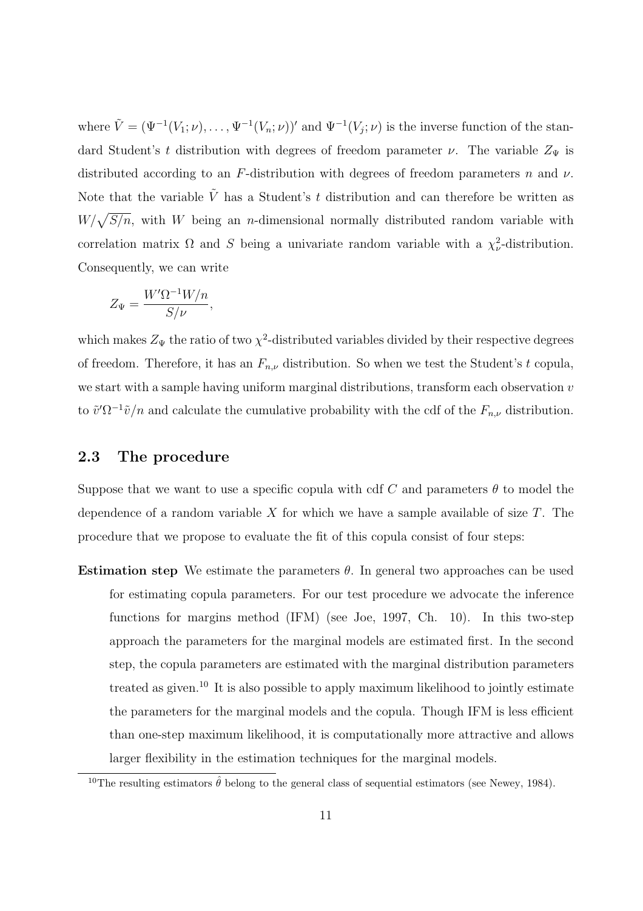where $\tilde{V} = (\Psi^{-1}(V_1; \nu), \ldots, \Psi^{-1}(V_n; \nu))'$ and $\Psi^{-1}(V_j; \nu)$ is the inverse function of the standard Student's $t$ distribution with degrees of freedom parameter $\nu$. The variable $Z_\Psi$ is distributed according to an $F$-distribution with degrees of freedom parameters $n$ and $\nu$. Note that the variable $\tilde{V}$ has a Student's $t$ distribution and can therefore be written as $W/\sqrt{S/n}$, with $W$ being an $n$-dimensional normally distributed random variable with correlation matrix $\Omega$ and $S$ being a univariate random variable with a $\chi^2_\nu$-distribution. Consequently, we can write

$$Z_\Psi = \frac{W'\Omega^{-1}W/n}{S/\nu},$$

which makes $Z_\Psi$ the ratio of two $\chi^2$-distributed variables divided by their respective degrees of freedom. Therefore, it has an $F_{n,\nu}$ distribution. So when we test the Student's $t$ copula, we start with a sample having uniform marginal distributions, transform each observation $v$ to $\tilde{v}'\Omega^{-1}\tilde{v}/n$ and calculate the cumulative probability with the cdf of the $F_{n,\nu}$ distribution.

## 2.3 The procedure

Suppose that we want to use a specific copula with cdf $C$ and parameters $\theta$ to model the dependence of a random variable $X$ for which we have a sample available of size $T$. The procedure that we propose to evaluate the fit of this copula consist of four steps:

**Estimation step** We estimate the parameters $\theta$. In general two approaches can be used for estimating copula parameters. For our test procedure we advocate the inference functions for margins method (IFM) (see Joe, 1997, Ch. 10). In this two-step approach the parameters for the marginal models are estimated first. In the second step, the copula parameters are estimated with the marginal distribution parameters treated as given.[10] It is also possible to apply maximum likelihood to jointly estimate the parameters for the marginal models and the copula. Though IFM is less efficient than one-step maximum likelihood, it is computationally more attractive and allows larger flexibility in the estimation techniques for the marginal models.

[10] The resulting estimators $\hat{\theta}$ belong to the general class of sequential estimators (see Newey, 1984).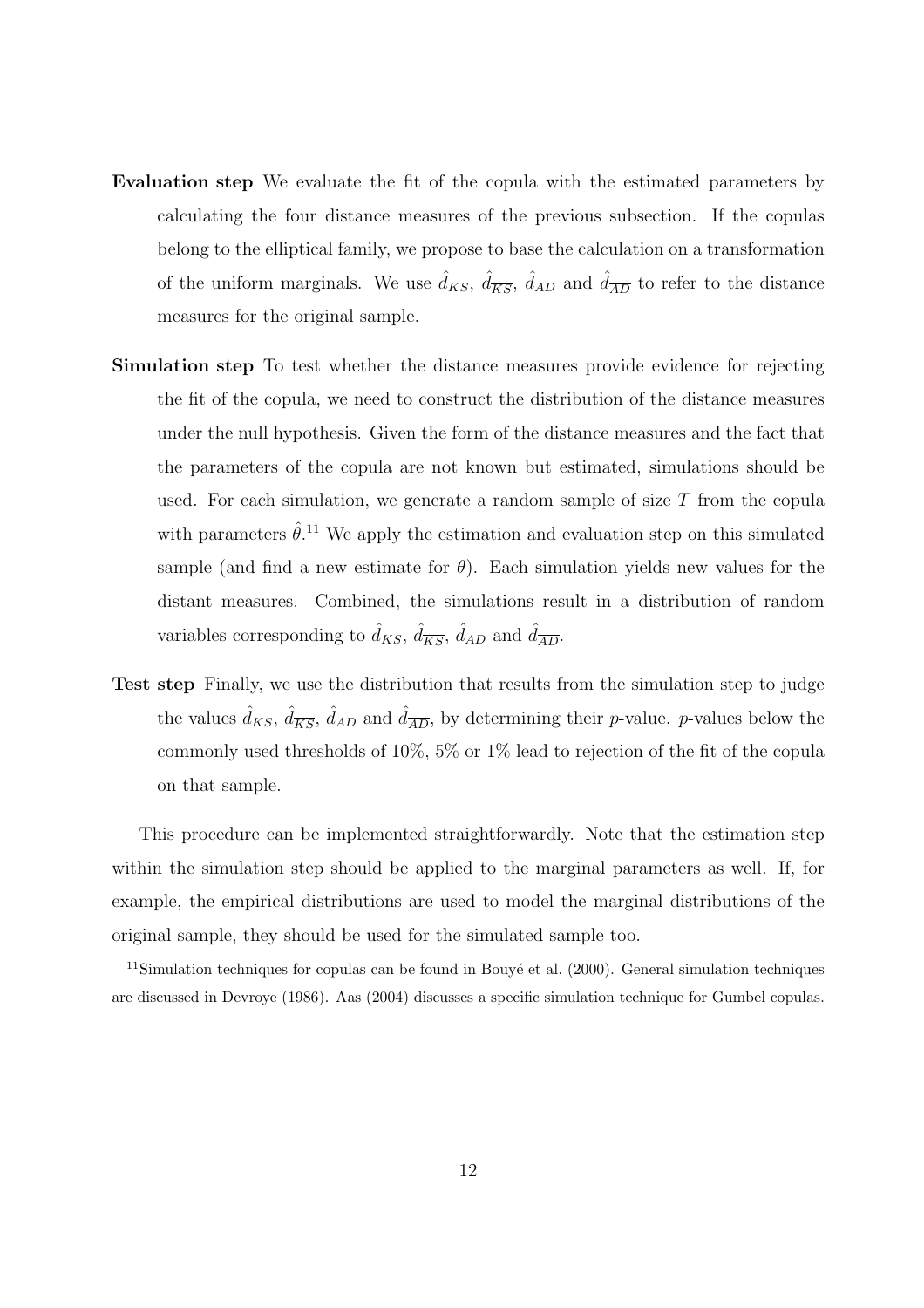**Evaluation step** We evaluate the fit of the copula with the estimated parameters by calculating the four distance measures of the previous subsection. If the copulas belong to the elliptical family, we propose to base the calculation on a transformation of the uniform marginals. We use $\hat{d}_{KS}$, $\hat{d}_{\overline{KS}}$, $\hat{d}_{AD}$ and $\hat{d}_{\overline{AD}}$ to refer to the distance measures for the original sample.

**Simulation step** To test whether the distance measures provide evidence for rejecting the fit of the copula, we need to construct the distribution of the distance measures under the null hypothesis. Given the form of the distance measures and the fact that the parameters of the copula are not known but estimated, simulations should be used. For each simulation, we generate a random sample of size $T$ from the copula with parameters $\hat{\theta}$.[11] We apply the estimation and evaluation step on this simulated sample (and find a new estimate for $\theta$). Each simulation yields new values for the distant measures. Combined, the simulations result in a distribution of random variables corresponding to $\hat{d}_{KS}$, $\hat{d}_{\overline{KS}}$, $\hat{d}_{AD}$ and $\hat{d}_{\overline{AD}}$.

**Test step** Finally, we use the distribution that results from the simulation step to judge the values $\hat{d}_{KS}$, $\hat{d}_{\overline{KS}}$, $\hat{d}_{AD}$ and $\hat{d}_{\overline{AD}}$, by determining their $p$-value. $p$-values below the commonly used thresholds of 10%, 5% or 1% lead to rejection of the fit of the copula on that sample.

This procedure can be implemented straightforwardly. Note that the estimation step within the simulation step should be applied to the marginal parameters as well. If, for example, the empirical distributions are used to model the marginal distributions of the original sample, they should be used for the simulated sample too.

[11] Simulation techniques for copulas can be found in Bouyé et al. (2000). General simulation techniques are discussed in Devroye (1986). Aas (2004) discusses a specific simulation technique for Gumbel copulas.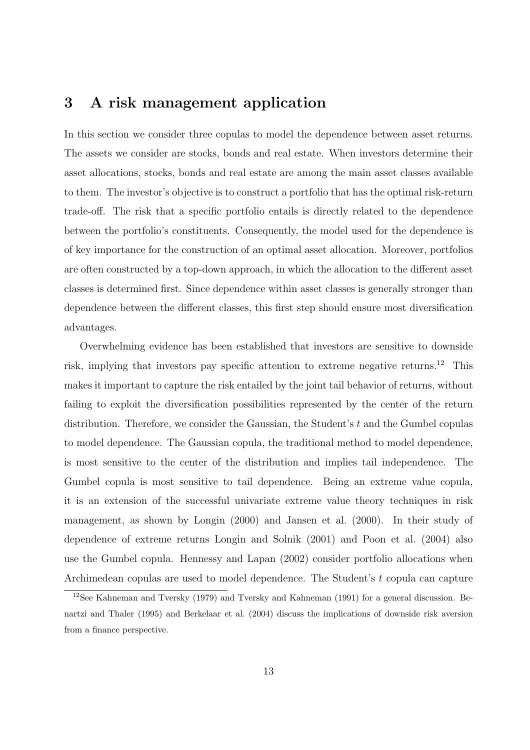## 3 A risk management application

In this section we consider three copulas to model the dependence between asset returns. The assets we consider are stocks, bonds and real estate. When investors determine their asset allocations, stocks, bonds and real estate are among the main asset classes available to them. The investor's objective is to construct a portfolio that has the optimal risk-return trade-off. The risk that a specific portfolio entails is directly related to the dependence between the portfolio's constituents. Consequently, the model used for the dependence is of key importance for the construction of an optimal asset allocation. Moreover, portfolios are often constructed by a top-down approach, in which the allocation to the different asset classes is determined first. Since dependence within asset classes is generally stronger than dependence between the different classes, this first step should ensure most diversification advantages.

Overwhelming evidence has been established that investors are sensitive to downside risk, implying that investors pay specific attention to extreme negative returns.[12] This makes it important to capture the risk entailed by the joint tail behavior of returns, without failing to exploit the diversification possibilities represented by the center of the return distribution. Therefore, we consider the Gaussian, the Student's $t$ and the Gumbel copulas to model dependence. The Gaussian copula, the traditional method to model dependence, is most sensitive to the center of the distribution and implies tail independence. The Gumbel copula is most sensitive to tail dependence. Being an extreme value copula, it is an extension of the successful univariate extreme value theory techniques in risk management, as shown by Longin (2000) and Jansen et al. (2000). In their study of dependence of extreme returns Longin and Solnik (2001) and Poon et al. (2004) also use the Gumbel copula. Hennessy and Lapan (2002) consider portfolio allocations when Archimedean copulas are used to model dependence. The Student's $t$ copula can capture

[12] See Kahneman and Tversky (1979) and Tversky and Kahneman (1991) for a general discussion. Benartzi and Thaler (1995) and Berkelaar et al. (2004) discuss the implications of downside risk aversion from a finance perspective.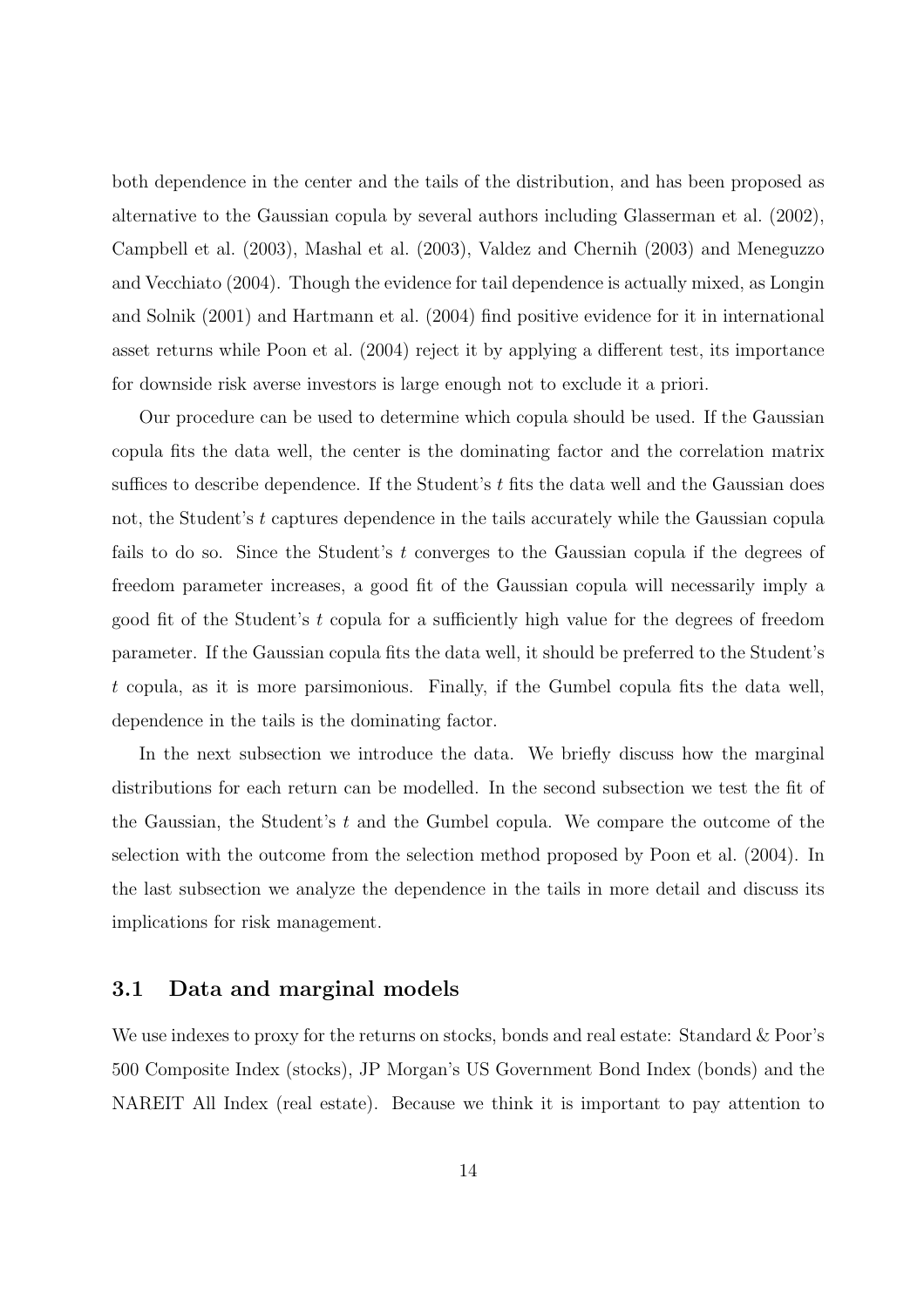both dependence in the center and the tails of the distribution, and has been proposed as alternative to the Gaussian copula by several authors including Glasserman et al. (2002), Campbell et al. (2003), Mashal et al. (2003), Valdez and Chernih (2003) and Meneguzzo and Vecchiato (2004). Though the evidence for tail dependence is actually mixed, as Longin and Solnik (2001) and Hartmann et al. (2004) find positive evidence for it in international asset returns while Poon et al. (2004) reject it by applying a different test, its importance for downside risk averse investors is large enough not to exclude it a priori.

Our procedure can be used to determine which copula should be used. If the Gaussian copula fits the data well, the center is the dominating factor and the correlation matrix suffices to describe dependence. If the Student's $t$ fits the data well and the Gaussian does not, the Student's $t$ captures dependence in the tails accurately while the Gaussian copula fails to do so. Since the Student's $t$ converges to the Gaussian copula if the degrees of freedom parameter increases, a good fit of the Gaussian copula will necessarily imply a good fit of the Student's $t$ copula for a sufficiently high value for the degrees of freedom parameter. If the Gaussian copula fits the data well, it should be preferred to the Student's $t$ copula, as it is more parsimonious. Finally, if the Gumbel copula fits the data well, dependence in the tails is the dominating factor.

In the next subsection we introduce the data. We briefly discuss how the marginal distributions for each return can be modelled. In the second subsection we test the fit of the Gaussian, the Student's $t$ and the Gumbel copula. We compare the outcome of the selection with the outcome from the selection method proposed by Poon et al. (2004). In the last subsection we analyze the dependence in the tails in more detail and discuss its implications for risk management.

## 3.1 Data and marginal models

We use indexes to proxy for the returns on stocks, bonds and real estate: Standard & Poor's 500 Composite Index (stocks), JP Morgan's US Government Bond Index (bonds) and the NAREIT All Index (real estate). Because we think it is important to pay attention to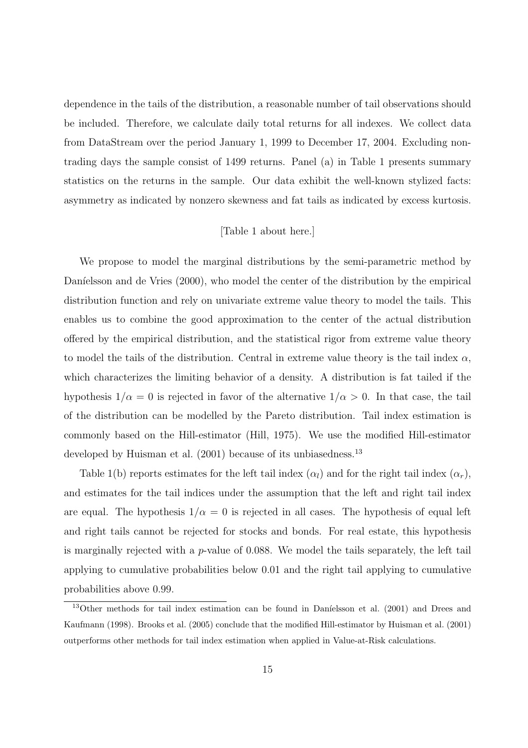dependence in the tails of the distribution, a reasonable number of tail observations should be included. Therefore, we calculate daily total returns for all indexes. We collect data from DataStream over the period January 1, 1999 to December 17, 2004. Excluding non-trading days the sample consist of 1499 returns. Panel (a) in Table 1 presents summary statistics on the returns in the sample. Our data exhibit the well-known stylized facts: asymmetry as indicated by nonzero skewness and fat tails as indicated by excess kurtosis.

[Table 1 about here.]

We propose to model the marginal distributions by the semi-parametric method by Daníelsson and de Vries (2000), who model the center of the distribution by the empirical distribution function and rely on univariate extreme value theory to model the tails. This enables us to combine the good approximation to the center of the actual distribution offered by the empirical distribution, and the statistical rigor from extreme value theory to model the tails of the distribution. Central in extreme value theory is the tail index $\alpha$, which characterizes the limiting behavior of a density. A distribution is fat tailed if the hypothesis $1/\alpha = 0$ is rejected in favor of the alternative $1/\alpha > 0$. In that case, the tail of the distribution can be modelled by the Pareto distribution. Tail index estimation is commonly based on the Hill-estimator (Hill, 1975). We use the modified Hill-estimator developed by Huisman et al. (2001) because of its unbiasedness.[13]

Table 1(b) reports estimates for the left tail index ($\alpha_l$) and for the right tail index ($\alpha_r$), and estimates for the tail indices under the assumption that the left and right tail index are equal. The hypothesis $1/\alpha = 0$ is rejected in all cases. The hypothesis of equal left and right tails cannot be rejected for stocks and bonds. For real estate, this hypothesis is marginally rejected with a $p$-value of 0.088. We model the tails separately, the left tail applying to cumulative probabilities below 0.01 and the right tail applying to cumulative probabilities above 0.99.

[13] Other methods for tail index estimation can be found in Daníelsson et al. (2001) and Drees and Kaufmann (1998). Brooks et al. (2005) conclude that the modified Hill-estimator by Huisman et al. (2001) outperforms other methods for tail index estimation when applied in Value-at-Risk calculations.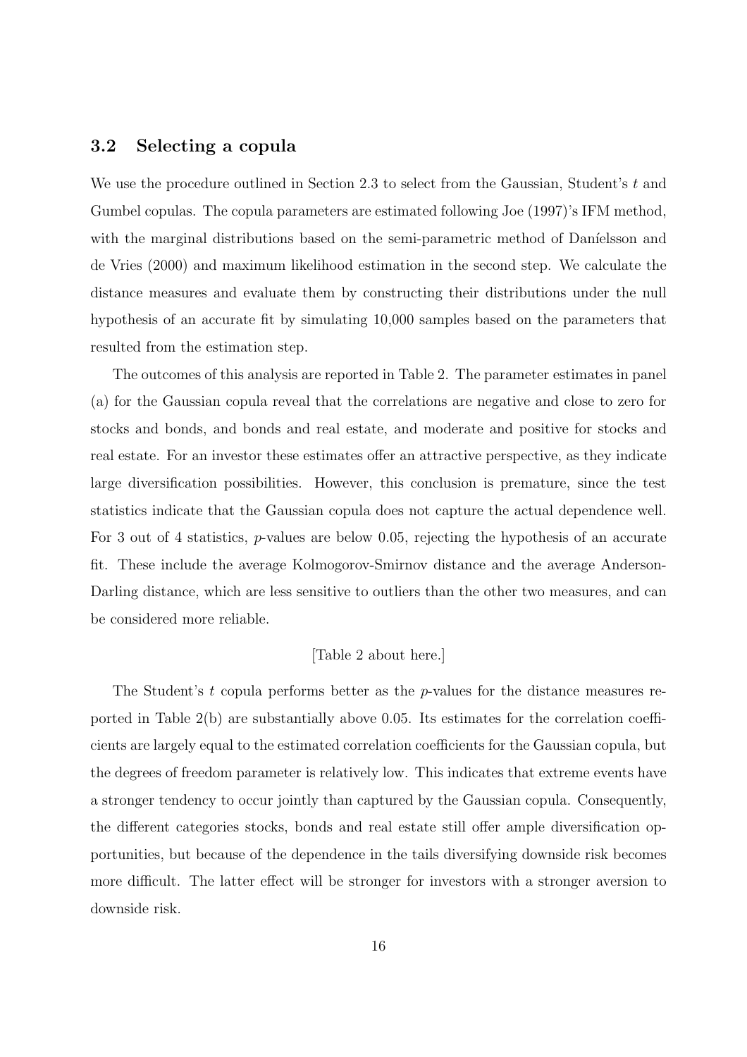### 3.2 Selecting a copula

We use the procedure outlined in Section 2.3 to select from the Gaussian, Student's $t$ and Gumbel copulas. The copula parameters are estimated following Joe (1997)'s IFM method, with the marginal distributions based on the semi-parametric method of Daníelsson and de Vries (2000) and maximum likelihood estimation in the second step. We calculate the distance measures and evaluate them by constructing their distributions under the null hypothesis of an accurate fit by simulating 10,000 samples based on the parameters that resulted from the estimation step.

The outcomes of this analysis are reported in Table 2. The parameter estimates in panel (a) for the Gaussian copula reveal that the correlations are negative and close to zero for stocks and bonds, and bonds and real estate, and moderate and positive for stocks and real estate. For an investor these estimates offer an attractive perspective, as they indicate large diversification possibilities. However, this conclusion is premature, since the test statistics indicate that the Gaussian copula does not capture the actual dependence well. For 3 out of 4 statistics, $p$-values are below 0.05, rejecting the hypothesis of an accurate fit. These include the average Kolmogorov-Smirnov distance and the average Anderson-Darling distance, which are less sensitive to outliers than the other two measures, and can be considered more reliable.

[Table 2 about here.]

The Student's $t$ copula performs better as the $p$-values for the distance measures reported in Table 2(b) are substantially above 0.05. Its estimates for the correlation coefficients are largely equal to the estimated correlation coefficients for the Gaussian copula, but the degrees of freedom parameter is relatively low. This indicates that extreme events have a stronger tendency to occur jointly than captured by the Gaussian copula. Consequently, the different categories stocks, bonds and real estate still offer ample diversification opportunities, but because of the dependence in the tails diversifying downside risk becomes more difficult. The latter effect will be stronger for investors with a stronger aversion to downside risk.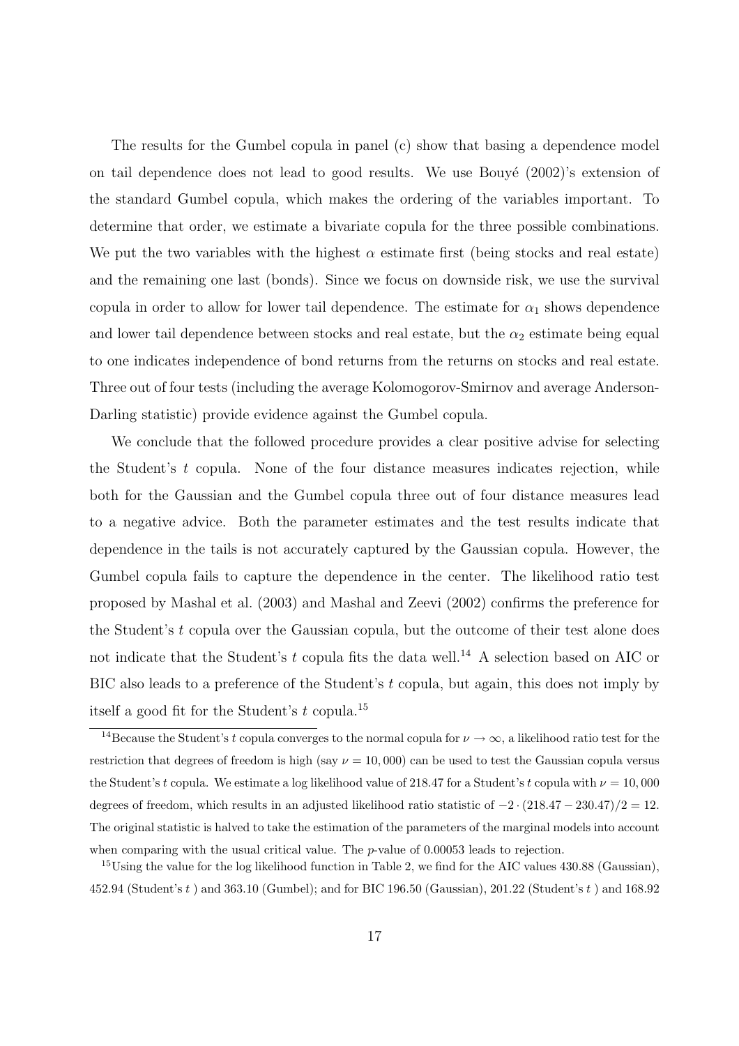The results for the Gumbel copula in panel (c) show that basing a dependence model on tail dependence does not lead to good results. We use Bouyé (2002)'s extension of the standard Gumbel copula, which makes the ordering of the variables important. To determine that order, we estimate a bivariate copula for the three possible combinations. We put the two variables with the highest $\alpha$ estimate first (being stocks and real estate) and the remaining one last (bonds). Since we focus on downside risk, we use the survival copula in order to allow for lower tail dependence. The estimate for $\alpha_1$ shows dependence and lower tail dependence between stocks and real estate, but the $\alpha_2$ estimate being equal to one indicates independence of bond returns from the returns on stocks and real estate. Three out of four tests (including the average Kolomogorov-Smirnov and average Anderson-Darling statistic) provide evidence against the Gumbel copula.

We conclude that the followed procedure provides a clear positive advise for selecting the Student's $t$ copula. None of the four distance measures indicates rejection, while both for the Gaussian and the Gumbel copula three out of four distance measures lead to a negative advice. Both the parameter estimates and the test results indicate that dependence in the tails is not accurately captured by the Gaussian copula. However, the Gumbel copula fails to capture the dependence in the center. The likelihood ratio test proposed by Mashal et al. (2003) and Mashal and Zeevi (2002) confirms the preference for the Student's $t$ copula over the Gaussian copula, but the outcome of their test alone does not indicate that the Student's $t$ copula fits the data well.[14] A selection based on AIC or BIC also leads to a preference of the Student's $t$ copula, but again, this does not imply by itself a good fit for the Student's $t$ copula.[15]

[14] Because the Student's $t$ copula converges to the normal copula for $\nu \to \infty$, a likelihood ratio test for the restriction that degrees of freedom is high (say $\nu = 10,000$) can be used to test the Gaussian copula versus the Student's $t$ copula. We estimate a log likelihood value of 218.47 for a Student's $t$ copula with $\nu = 10,000$ degrees of freedom, which results in an adjusted likelihood ratio statistic of $-2 \cdot (218.47 - 230.47)/2 = 12$. The original statistic is halved to take the estimation of the parameters of the marginal models into account when comparing with the usual critical value. The $p$-value of 0.00053 leads to rejection.

[15] Using the value for the log likelihood function in Table 2, we find for the AIC values 430.88 (Gaussian), 452.94 (Student's $t$ ) and 363.10 (Gumbel); and for BIC 196.50 (Gaussian), 201.22 (Student's $t$ ) and 168.92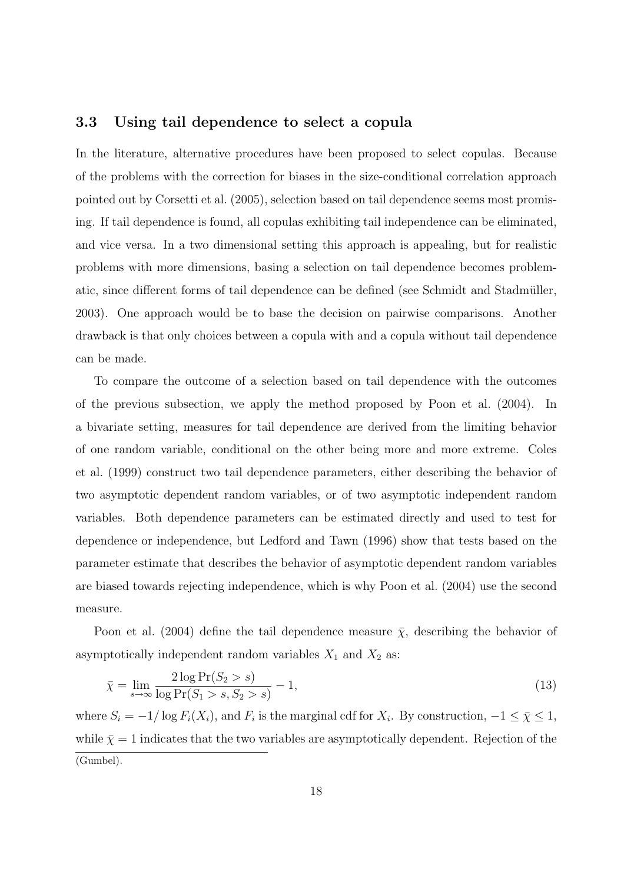### 3.3 Using tail dependence to select a copula

In the literature, alternative procedures have been proposed to select copulas. Because of the problems with the correction for biases in the size-conditional correlation approach pointed out by Corsetti et al. (2005), selection based on tail dependence seems most promising. If tail dependence is found, all copulas exhibiting tail independence can be eliminated, and vice versa. In a two dimensional setting this approach is appealing, but for realistic problems with more dimensions, basing a selection on tail dependence becomes problematic, since different forms of tail dependence can be defined (see Schmidt and Stadmüller, 2003). One approach would be to base the decision on pairwise comparisons. Another drawback is that only choices between a copula with and a copula without tail dependence can be made.

To compare the outcome of a selection based on tail dependence with the outcomes of the previous subsection, we apply the method proposed by Poon et al. (2004). In a bivariate setting, measures for tail dependence are derived from the limiting behavior of one random variable, conditional on the other being more and more extreme. Coles et al. (1999) construct two tail dependence parameters, either describing the behavior of two asymptotic dependent random variables, or of two asymptotic independent random variables. Both dependence parameters can be estimated directly and used to test for dependence or independence, but Ledford and Tawn (1996) show that tests based on the parameter estimate that describes the behavior of asymptotic dependent random variables are biased towards rejecting independence, which is why Poon et al. (2004) use the second measure.

Poon et al. (2004) define the tail dependence measure $\bar{\chi}$, describing the behavior of asymptotically independent random variables $X_1$ and $X_2$ as:

$$\bar{\chi} = \lim_{s \to \infty} \frac{2 \log \Pr(S_2 > s)}{\log \Pr(S_1 > s, S_2 > s)} - 1, \tag{13}$$

where $S_i = -1/\log F_i(X_i)$, and $F_i$ is the marginal cdf for $X_i$. By construction, $-1 \leq \bar{\chi} \leq 1$, while $\bar{\chi} = 1$ indicates that the two variables are asymptotically dependent. Rejection of the

(Gumbel).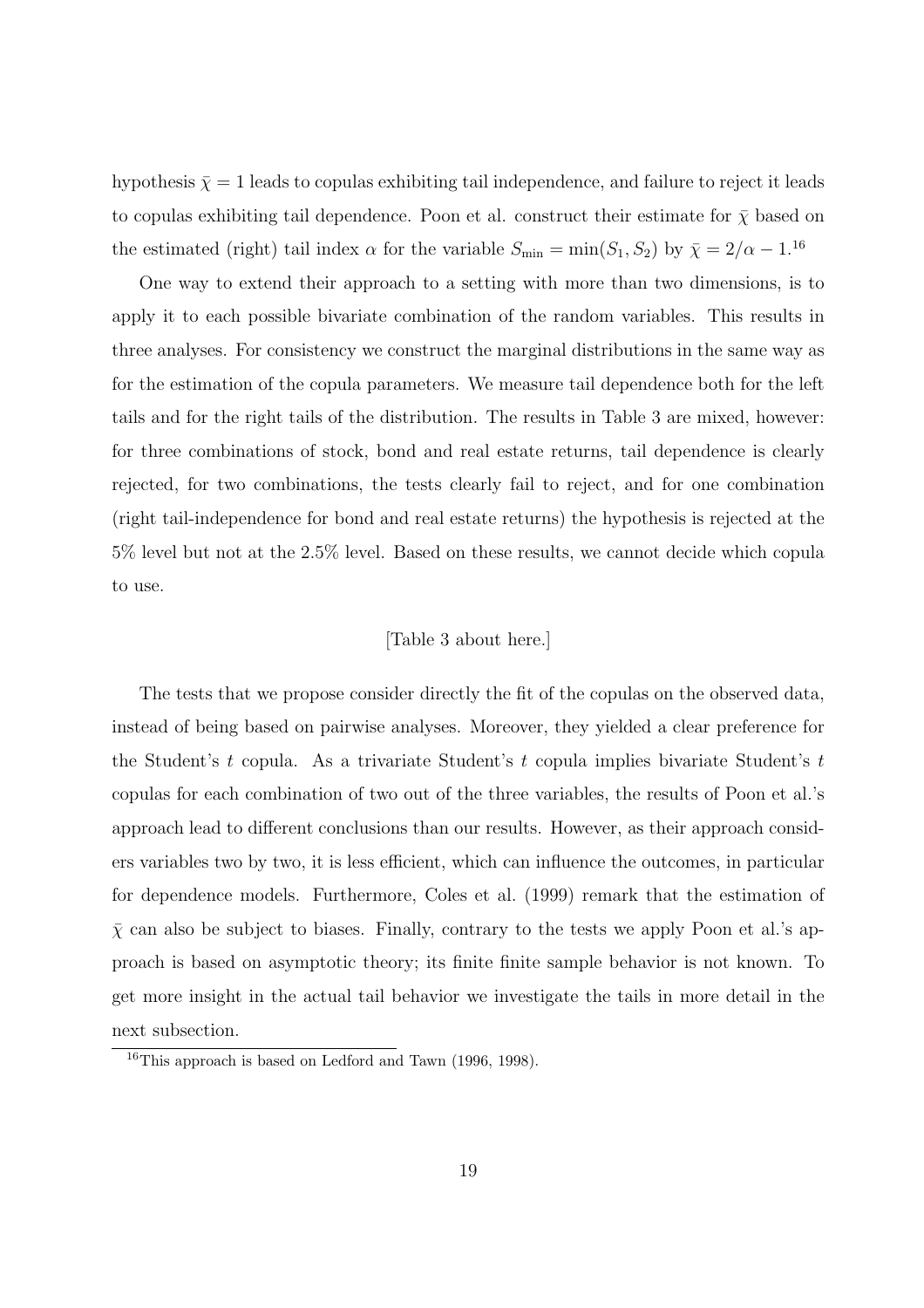hypothesis $\bar{\chi} = 1$ leads to copulas exhibiting tail independence, and failure to reject it leads to copulas exhibiting tail dependence. Poon et al. construct their estimate for $\bar{\chi}$ based on the estimated (right) tail index $\alpha$ for the variable $S_{\min} = \min(S_1, S_2)$ by $\bar{\chi} = 2/\alpha - 1$.[16]

One way to extend their approach to a setting with more than two dimensions, is to apply it to each possible bivariate combination of the random variables. This results in three analyses. For consistency we construct the marginal distributions in the same way as for the estimation of the copula parameters. We measure tail dependence both for the left tails and for the right tails of the distribution. The results in Table 3 are mixed, however: for three combinations of stock, bond and real estate returns, tail dependence is clearly rejected, for two combinations, the tests clearly fail to reject, and for one combination (right tail-independence for bond and real estate returns) the hypothesis is rejected at the 5% level but not at the 2.5% level. Based on these results, we cannot decide which copula to use.

[Table 3 about here.]

The tests that we propose consider directly the fit of the copulas on the observed data, instead of being based on pairwise analyses. Moreover, they yielded a clear preference for the Student's $t$ copula. As a trivariate Student's $t$ copula implies bivariate Student's $t$ copulas for each combination of two out of the three variables, the results of Poon et al.'s approach lead to different conclusions than our results. However, as their approach considers variables two by two, it is less efficient, which can influence the outcomes, in particular for dependence models. Furthermore, Coles et al. (1999) remark that the estimation of $\bar{\chi}$ can also be subject to biases. Finally, contrary to the tests we apply Poon et al.'s approach is based on asymptotic theory; its finite finite sample behavior is not known. To get more insight in the actual tail behavior we investigate the tails in more detail in the next subsection.

[16]This approach is based on Ledford and Tawn (1996, 1998).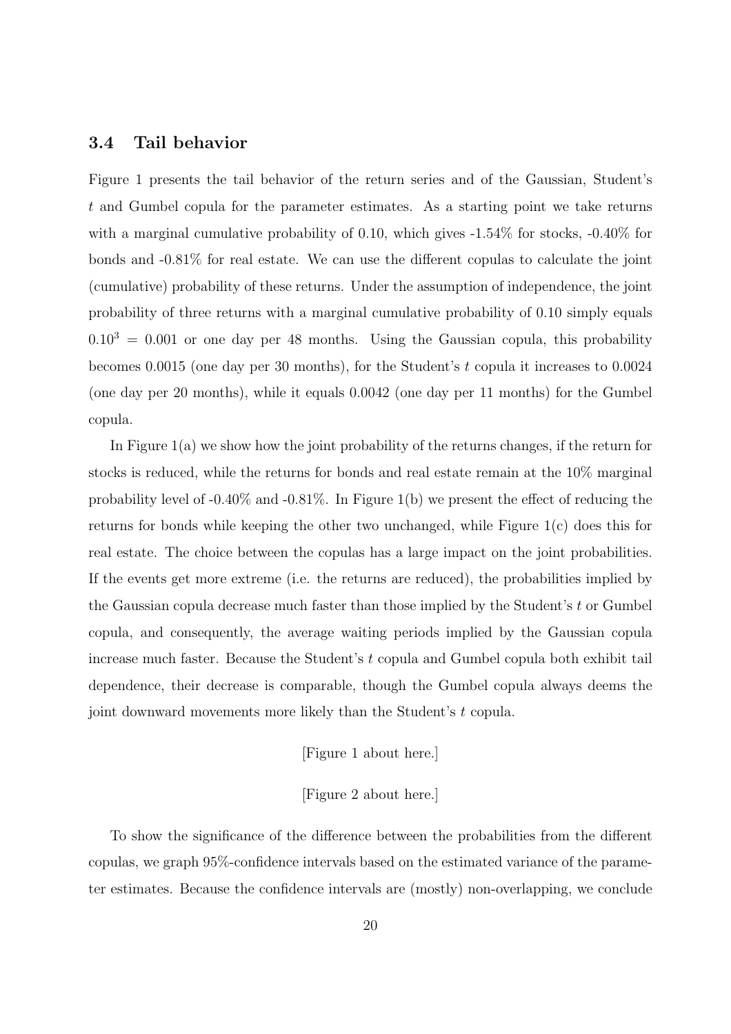### 3.4 Tail behavior

Figure 1 presents the tail behavior of the return series and of the Gaussian, Student's $t$ and Gumbel copula for the parameter estimates. As a starting point we take returns with a marginal cumulative probability of 0.10, which gives -1.54% for stocks, -0.40% for bonds and -0.81% for real estate. We can use the different copulas to calculate the joint (cumulative) probability of these returns. Under the assumption of independence, the joint probability of three returns with a marginal cumulative probability of 0.10 simply equals $0.10^3 = 0.001$ or one day per 48 months. Using the Gaussian copula, this probability becomes 0.0015 (one day per 30 months), for the Student's $t$ copula it increases to 0.0024 (one day per 20 months), while it equals 0.0042 (one day per 11 months) for the Gumbel copula.

In Figure 1(a) we show how the joint probability of the returns changes, if the return for stocks is reduced, while the returns for bonds and real estate remain at the 10% marginal probability level of -0.40% and -0.81%. In Figure 1(b) we present the effect of reducing the returns for bonds while keeping the other two unchanged, while Figure 1(c) does this for real estate. The choice between the copulas has a large impact on the joint probabilities. If the events get more extreme (i.e. the returns are reduced), the probabilities implied by the Gaussian copula decrease much faster than those implied by the Student's $t$ or Gumbel copula, and consequently, the average waiting periods implied by the Gaussian copula increase much faster. Because the Student's $t$ copula and Gumbel copula both exhibit tail dependence, their decrease is comparable, though the Gumbel copula always deems the joint downward movements more likely than the Student's $t$ copula.

[Figure 1 about here.]

[Figure 2 about here.]

To show the significance of the difference between the probabilities from the different copulas, we graph 95%-confidence intervals based on the estimated variance of the parameter estimates. Because the confidence intervals are (mostly) non-overlapping, we conclude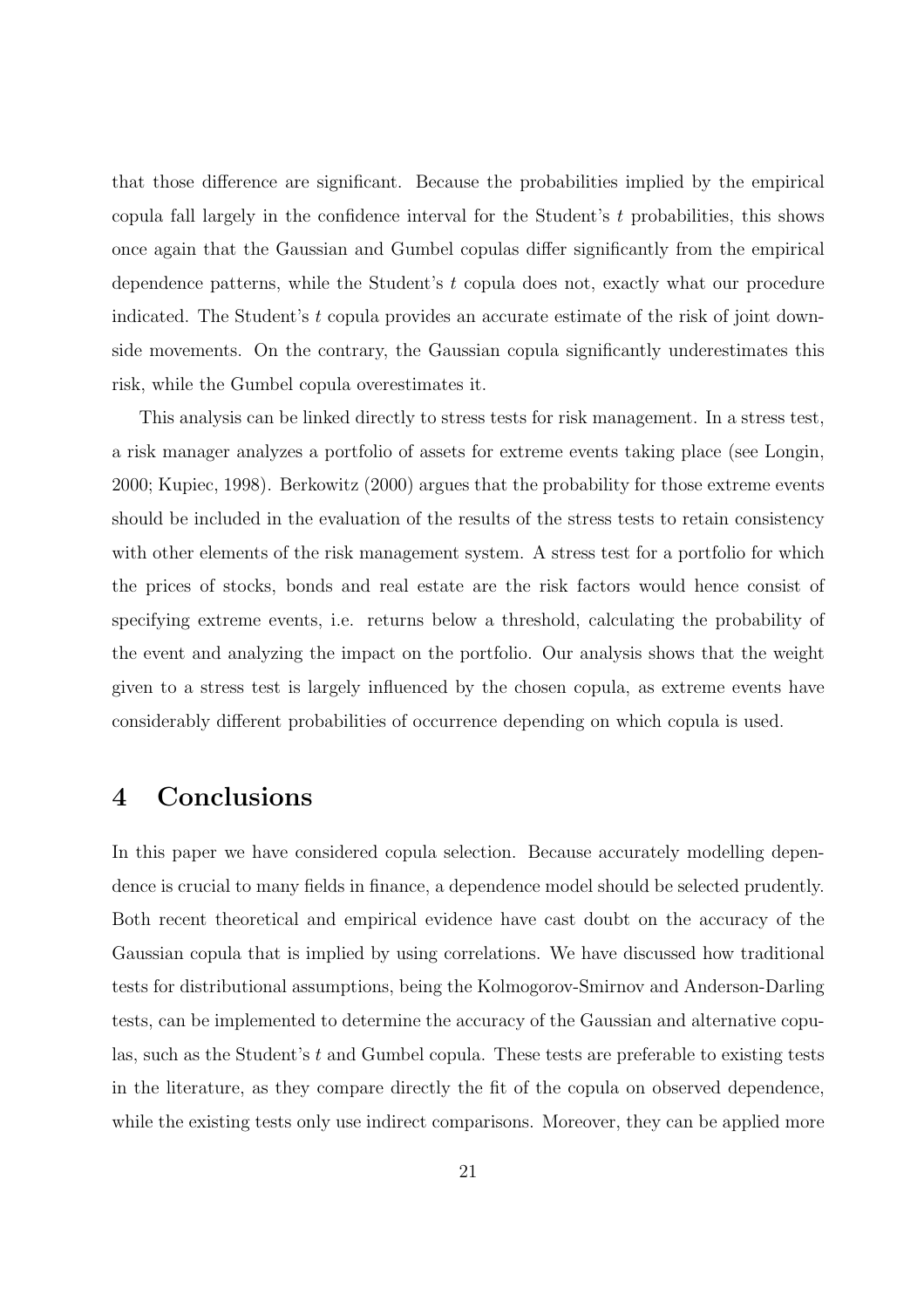that those difference are significant. Because the probabilities implied by the empirical copula fall largely in the confidence interval for the Student's $t$ probabilities, this shows once again that the Gaussian and Gumbel copulas differ significantly from the empirical dependence patterns, while the Student's $t$ copula does not, exactly what our procedure indicated. The Student's $t$ copula provides an accurate estimate of the risk of joint downside movements. On the contrary, the Gaussian copula significantly underestimates this risk, while the Gumbel copula overestimates it.

This analysis can be linked directly to stress tests for risk management. In a stress test, a risk manager analyzes a portfolio of assets for extreme events taking place (see Longin, 2000; Kupiec, 1998). Berkowitz (2000) argues that the probability for those extreme events should be included in the evaluation of the results of the stress tests to retain consistency with other elements of the risk management system. A stress test for a portfolio for which the prices of stocks, bonds and real estate are the risk factors would hence consist of specifying extreme events, i.e. returns below a threshold, calculating the probability of the event and analyzing the impact on the portfolio. Our analysis shows that the weight given to a stress test is largely influenced by the chosen copula, as extreme events have considerably different probabilities of occurrence depending on which copula is used.

# 4 Conclusions

In this paper we have considered copula selection. Because accurately modelling dependence is crucial to many fields in finance, a dependence model should be selected prudently. Both recent theoretical and empirical evidence have cast doubt on the accuracy of the Gaussian copula that is implied by using correlations. We have discussed how traditional tests for distributional assumptions, being the Kolmogorov-Smirnov and Anderson-Darling tests, can be implemented to determine the accuracy of the Gaussian and alternative copulas, such as the Student's $t$ and Gumbel copula. These tests are preferable to existing tests in the literature, as they compare directly the fit of the copula on observed dependence, while the existing tests only use indirect comparisons. Moreover, they can be applied more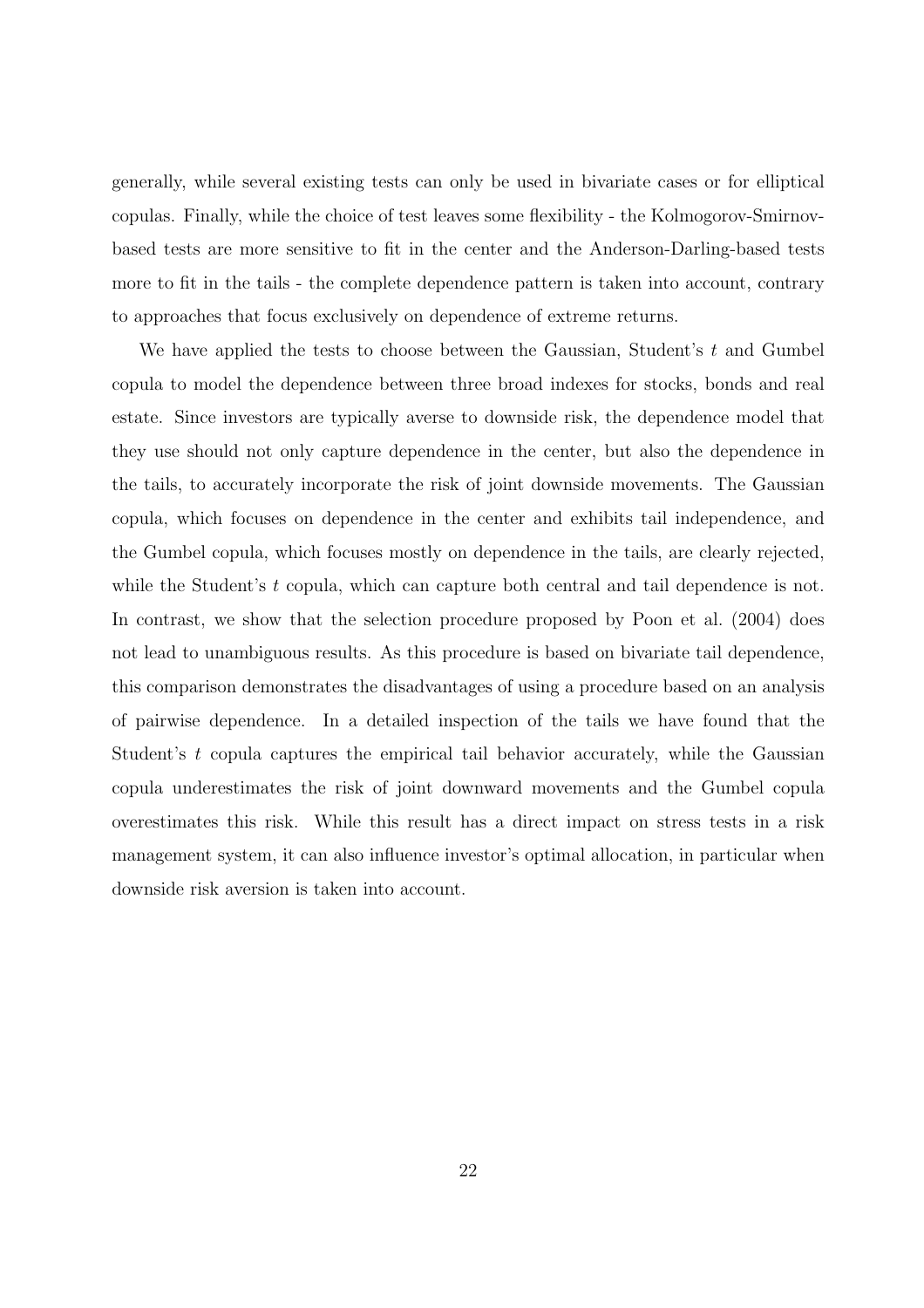generally, while several existing tests can only be used in bivariate cases or for elliptical copulas. Finally, while the choice of test leaves some flexibility - the Kolmogorov-Smirnov-based tests are more sensitive to fit in the center and the Anderson-Darling-based tests more to fit in the tails - the complete dependence pattern is taken into account, contrary to approaches that focus exclusively on dependence of extreme returns.

We have applied the tests to choose between the Gaussian, Student's $t$ and Gumbel copula to model the dependence between three broad indexes for stocks, bonds and real estate. Since investors are typically averse to downside risk, the dependence model that they use should not only capture dependence in the center, but also the dependence in the tails, to accurately incorporate the risk of joint downside movements. The Gaussian copula, which focuses on dependence in the center and exhibits tail independence, and the Gumbel copula, which focuses mostly on dependence in the tails, are clearly rejected, while the Student's $t$ copula, which can capture both central and tail dependence is not. In contrast, we show that the selection procedure proposed by Poon et al. (2004) does not lead to unambiguous results. As this procedure is based on bivariate tail dependence, this comparison demonstrates the disadvantages of using a procedure based on an analysis of pairwise dependence. In a detailed inspection of the tails we have found that the Student's $t$ copula captures the empirical tail behavior accurately, while the Gaussian copula underestimates the risk of joint downward movements and the Gumbel copula overestimates this risk. While this result has a direct impact on stress tests in a risk management system, it can also influence investor's optimal allocation, in particular when downside risk aversion is taken into account.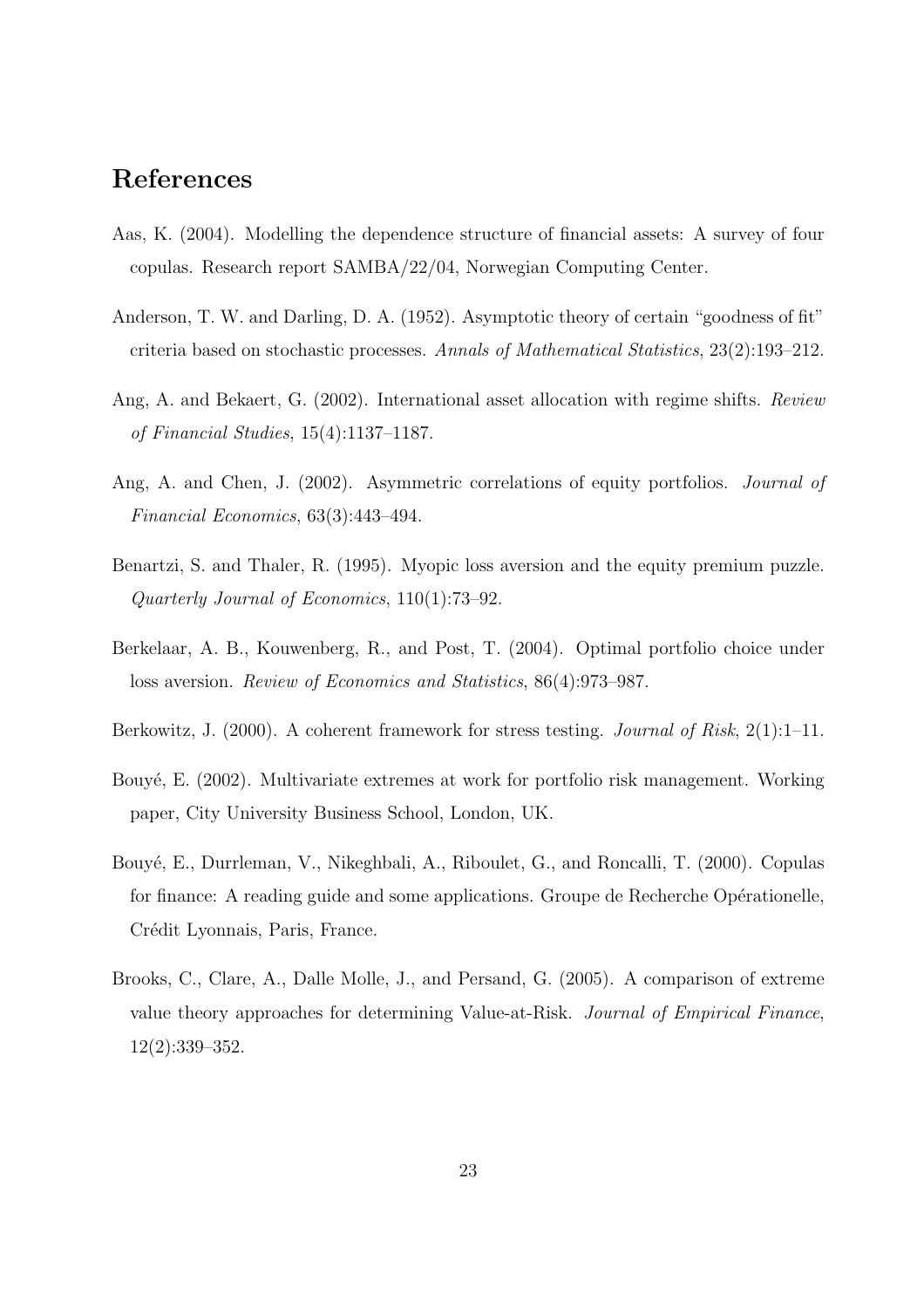# References

Aas, K. (2004). Modelling the dependence structure of financial assets: A survey of four copulas. Research report SAMBA/22/04, Norwegian Computing Center.

Anderson, T. W. and Darling, D. A. (1952). Asymptotic theory of certain "goodness of fit" criteria based on stochastic processes. *Annals of Mathematical Statistics*, 23(2):193–212.

Ang, A. and Bekaert, G. (2002). International asset allocation with regime shifts. *Review of Financial Studies*, 15(4):1137–1187.

Ang, A. and Chen, J. (2002). Asymmetric correlations of equity portfolios. *Journal of Financial Economics*, 63(3):443–494.

Benartzi, S. and Thaler, R. (1995). Myopic loss aversion and the equity premium puzzle. *Quarterly Journal of Economics*, 110(1):73–92.

Berkelaar, A. B., Kouwenberg, R., and Post, T. (2004). Optimal portfolio choice under loss aversion. *Review of Economics and Statistics*, 86(4):973–987.

Berkowitz, J. (2000). A coherent framework for stress testing. *Journal of Risk*, 2(1):1–11.

Bouyé, E. (2002). Multivariate extremes at work for portfolio risk management. Working paper, City University Business School, London, UK.

Bouyé, E., Durrleman, V., Nikeghbali, A., Riboulet, G., and Roncalli, T. (2000). Copulas for finance: A reading guide and some applications. Groupe de Recherche Opérationelle, Crédit Lyonnais, Paris, France.

Brooks, C., Clare, A., Dalle Molle, J., and Persand, G. (2005). A comparison of extreme value theory approaches for determining Value-at-Risk. *Journal of Empirical Finance*, 12(2):339–352.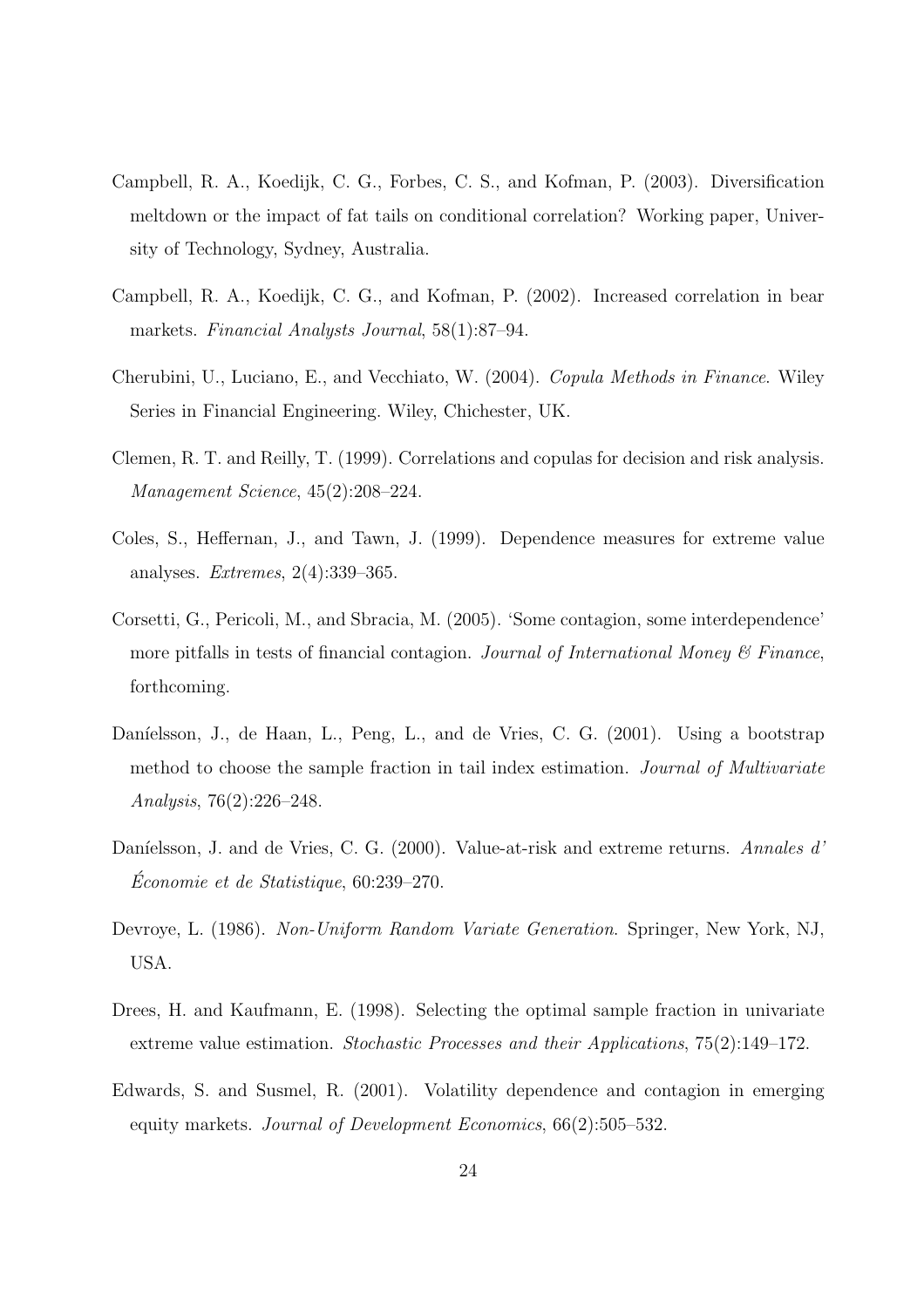Campbell, R. A., Koedijk, C. G., Forbes, C. S., and Kofman, P. (2003). Diversification meltdown or the impact of fat tails on conditional correlation? Working paper, University of Technology, Sydney, Australia.

Campbell, R. A., Koedijk, C. G., and Kofman, P. (2002). Increased correlation in bear markets. *Financial Analysts Journal*, 58(1):87–94.

Cherubini, U., Luciano, E., and Vecchiato, W. (2004). *Copula Methods in Finance*. Wiley Series in Financial Engineering. Wiley, Chichester, UK.

Clemen, R. T. and Reilly, T. (1999). Correlations and copulas for decision and risk analysis. *Management Science*, 45(2):208–224.

Coles, S., Heffernan, J., and Tawn, J. (1999). Dependence measures for extreme value analyses. *Extremes*, 2(4):339–365.

Corsetti, G., Pericoli, M., and Sbracia, M. (2005). 'Some contagion, some interdependence' more pitfalls in tests of financial contagion. *Journal of International Money & Finance*, forthcoming.

Daníelsson, J., de Haan, L., Peng, L., and de Vries, C. G. (2001). Using a bootstrap method to choose the sample fraction in tail index estimation. *Journal of Multivariate Analysis*, 76(2):226–248.

Daníelsson, J. and de Vries, C. G. (2000). Value-at-risk and extreme returns. *Annales d' Économie et de Statistique*, 60:239–270.

Devroye, L. (1986). *Non-Uniform Random Variate Generation*. Springer, New York, NJ, USA.

Drees, H. and Kaufmann, E. (1998). Selecting the optimal sample fraction in univariate extreme value estimation. *Stochastic Processes and their Applications*, 75(2):149–172.

Edwards, S. and Susmel, R. (2001). Volatility dependence and contagion in emerging equity markets. *Journal of Development Economics*, 66(2):505–532.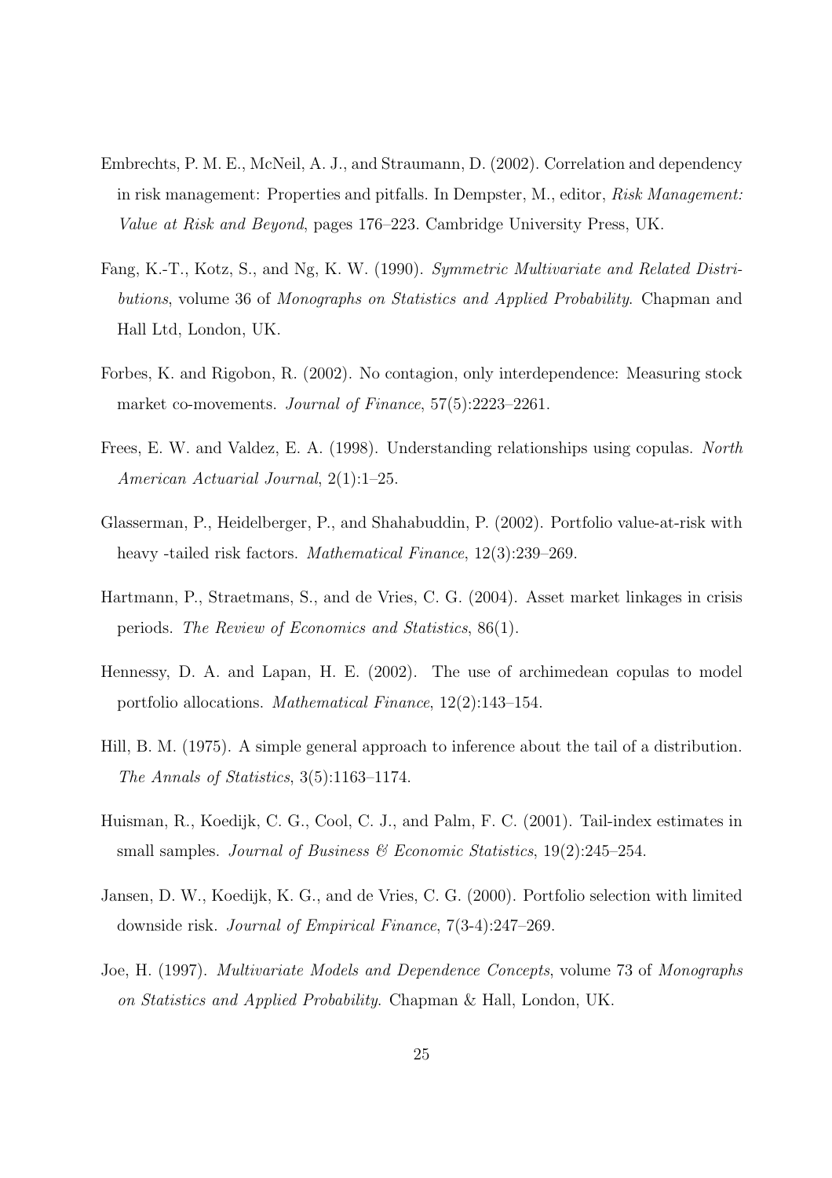Embrechts, P. M. E., McNeil, A. J., and Straumann, D. (2002). Correlation and dependency in risk management: Properties and pitfalls. In Dempster, M., editor, *Risk Management: Value at Risk and Beyond*, pages 176–223. Cambridge University Press, UK.

Fang, K.-T., Kotz, S., and Ng, K. W. (1990). *Symmetric Multivariate and Related Distributions*, volume 36 of *Monographs on Statistics and Applied Probability*. Chapman and Hall Ltd, London, UK.

Forbes, K. and Rigobon, R. (2002). No contagion, only interdependence: Measuring stock market co-movements. *Journal of Finance*, 57(5):2223–2261.

Frees, E. W. and Valdez, E. A. (1998). Understanding relationships using copulas. *North American Actuarial Journal*, 2(1):1–25.

Glasserman, P., Heidelberger, P., and Shahabuddin, P. (2002). Portfolio value-at-risk with heavy -tailed risk factors. *Mathematical Finance*, 12(3):239–269.

Hartmann, P., Straetmans, S., and de Vries, C. G. (2004). Asset market linkages in crisis periods. *The Review of Economics and Statistics*, 86(1).

Hennessy, D. A. and Lapan, H. E. (2002). The use of archimedean copulas to model portfolio allocations. *Mathematical Finance*, 12(2):143–154.

Hill, B. M. (1975). A simple general approach to inference about the tail of a distribution. *The Annals of Statistics*, 3(5):1163–1174.

Huisman, R., Koedijk, C. G., Cool, C. J., and Palm, F. C. (2001). Tail-index estimates in small samples. *Journal of Business & Economic Statistics*, 19(2):245–254.

Jansen, D. W., Koedijk, K. G., and de Vries, C. G. (2000). Portfolio selection with limited downside risk. *Journal of Empirical Finance*, 7(3-4):247–269.

Joe, H. (1997). *Multivariate Models and Dependence Concepts*, volume 73 of *Monographs on Statistics and Applied Probability*. Chapman & Hall, London, UK.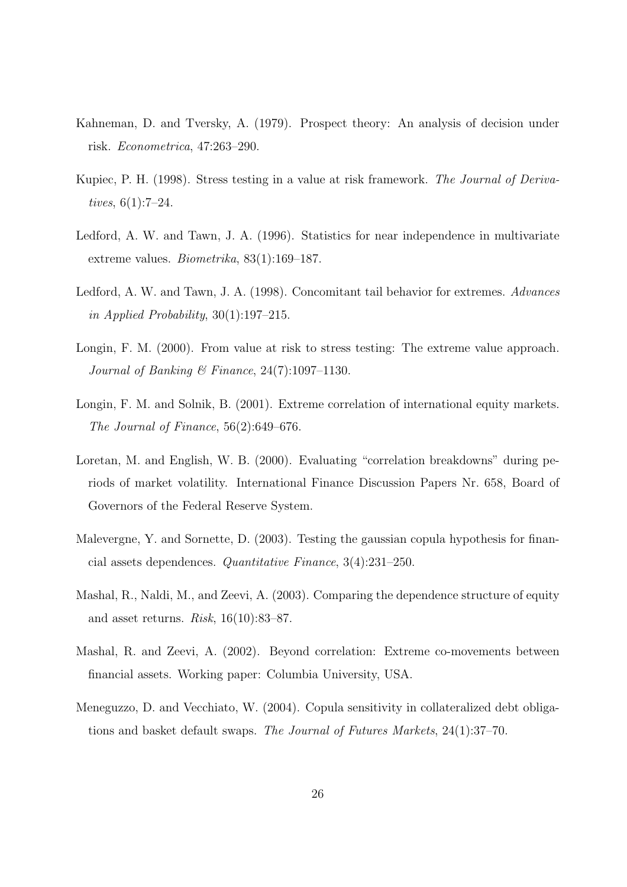Kahneman, D. and Tversky, A. (1979). Prospect theory: An analysis of decision under risk. *Econometrica*, 47:263–290.

Kupiec, P. H. (1998). Stress testing in a value at risk framework. *The Journal of Derivatives*, 6(1):7–24.

Ledford, A. W. and Tawn, J. A. (1996). Statistics for near independence in multivariate extreme values. *Biometrika*, 83(1):169–187.

Ledford, A. W. and Tawn, J. A. (1998). Concomitant tail behavior for extremes. *Advances in Applied Probability*, 30(1):197–215.

Longin, F. M. (2000). From value at risk to stress testing: The extreme value approach. *Journal of Banking & Finance*, 24(7):1097–1130.

Longin, F. M. and Solnik, B. (2001). Extreme correlation of international equity markets. *The Journal of Finance*, 56(2):649–676.

Loretan, M. and English, W. B. (2000). Evaluating "correlation breakdowns" during periods of market volatility. International Finance Discussion Papers Nr. 658, Board of Governors of the Federal Reserve System.

Malevergne, Y. and Sornette, D. (2003). Testing the gaussian copula hypothesis for financial assets dependences. *Quantitative Finance*, 3(4):231–250.

Mashal, R., Naldi, M., and Zeevi, A. (2003). Comparing the dependence structure of equity and asset returns. *Risk*, 16(10):83–87.

Mashal, R. and Zeevi, A. (2002). Beyond correlation: Extreme co-movements between financial assets. Working paper: Columbia University, USA.

Meneguzzo, D. and Vecchiato, W. (2004). Copula sensitivity in collateralized debt obligations and basket default swaps. *The Journal of Futures Markets*, 24(1):37–70.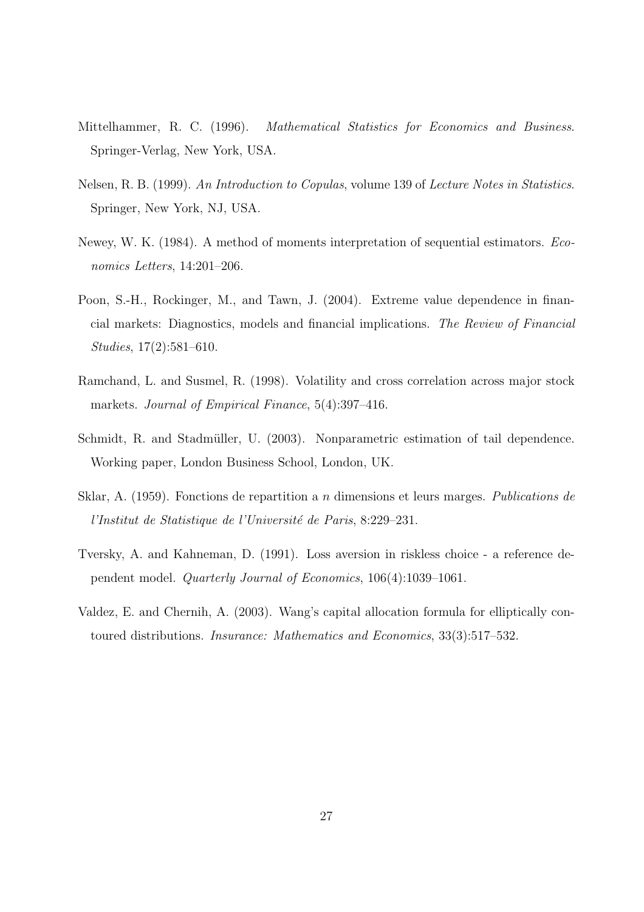Mittelhammer, R. C. (1996). *Mathematical Statistics for Economics and Business*. Springer-Verlag, New York, USA.

Nelsen, R. B. (1999). *An Introduction to Copulas*, volume 139 of *Lecture Notes in Statistics*. Springer, New York, NJ, USA.

Newey, W. K. (1984). A method of moments interpretation of sequential estimators. *Economics Letters*, 14:201–206.

Poon, S.-H., Rockinger, M., and Tawn, J. (2004). Extreme value dependence in financial markets: Diagnostics, models and financial implications. *The Review of Financial Studies*, 17(2):581–610.

Ramchand, L. and Susmel, R. (1998). Volatility and cross correlation across major stock markets. *Journal of Empirical Finance*, 5(4):397–416.

Schmidt, R. and Stadmüller, U. (2003). Nonparametric estimation of tail dependence. Working paper, London Business School, London, UK.

Sklar, A. (1959). Fonctions de repartition a $n$ dimensions et leurs marges. *Publications de l'Institut de Statistique de l'Université de Paris*, 8:229–231.

Tversky, A. and Kahneman, D. (1991). Loss aversion in riskless choice - a reference dependent model. *Quarterly Journal of Economics*, 106(4):1039–1061.

Valdez, E. and Chernih, A. (2003). Wang's capital allocation formula for elliptically contoured distributions. *Insurance: Mathematics and Economics*, 33(3):517–532.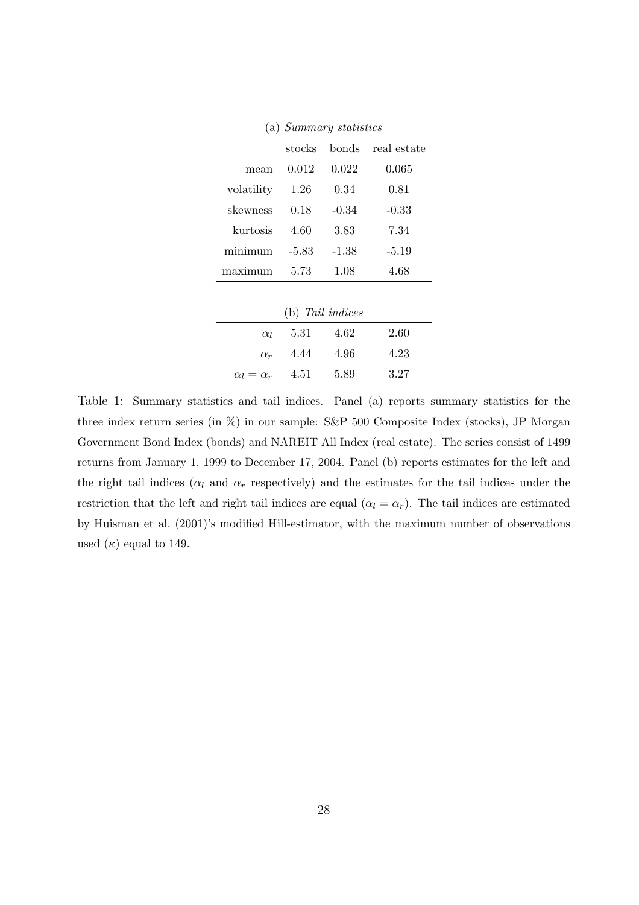(a) *Summary statistics*

| | stocks | bonds | real estate |
|---|---|---|---|
| mean | 0.012 | 0.022 | 0.065 |
| volatility | 1.26 | 0.34 | 0.81 |
| skewness | 0.18 | -0.34 | -0.33 |
| kurtosis | 4.60 | 3.83 | 7.34 |
| minimum | -5.83 | -1.38 | -5.19 |
| maximum | 5.73 | 1.08 | 4.68 |

(b) *Tail indices*

| | stocks | bonds | real estate |
|---|---|---|---|
| $\alpha_l$ | 5.31 | 4.62 | 2.60 |
| $\alpha_r$ | 4.44 | 4.96 | 4.23 |
| $\alpha_l = \alpha_r$ | 4.51 | 5.89 | 3.27 |

Table 1: Summary statistics and tail indices. Panel (a) reports summary statistics for the three index return series (in %) in our sample: S&P 500 Composite Index (stocks), JP Morgan Government Bond Index (bonds) and NAREIT All Index (real estate). The series consist of 1499 returns from January 1, 1999 to December 17, 2004. Panel (b) reports estimates for the left and the right tail indices ($\alpha_l$ and $\alpha_r$ respectively) and the estimates for the tail indices under the restriction that the left and right tail indices are equal ($\alpha_l = \alpha_r$). The tail indices are estimated by Huisman et al. (2001)'s modified Hill-estimator, with the maximum number of observations used ($\kappa$) equal to 149.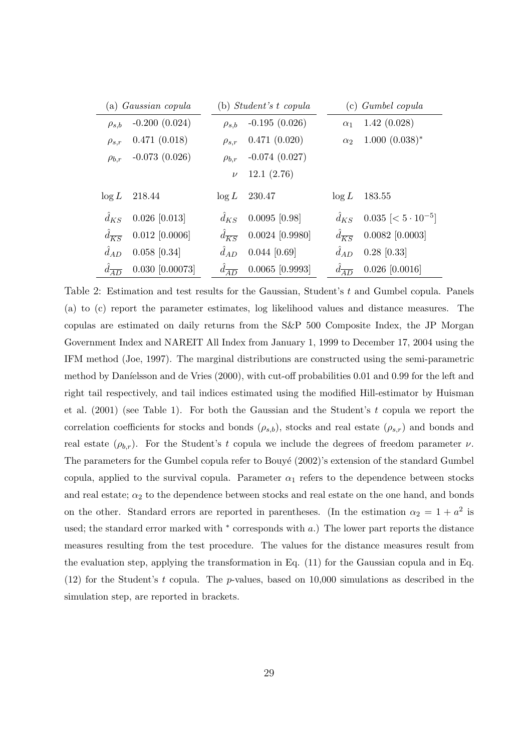| (a) *Gaussian copula* | | (b) *Student's t copula* | | (c) *Gumbel copula* | |
|---|---|---|---|---|---|
| $\rho_{s,b}$ | -0.200 (0.024) | $\rho_{s,b}$ | -0.195 (0.026) | $\alpha_1$ | 1.42 (0.028) |
| $\rho_{s,r}$ | 0.471 (0.018) | $\rho_{s,r}$ | 0.471 (0.020) | $\alpha_2$ | 1.000 (0.038)$^*$ |
| $\rho_{b,r}$ | -0.073 (0.026) | $\rho_{b,r}$ | -0.074 (0.027) | | |
| | | $\nu$ | 12.1 (2.76) | | |
| $\log L$ | 218.44 | $\log L$ | 230.47 | $\log L$ | 183.55 |
| $\hat{d}_{KS}$ | 0.026 [0.013] | $\hat{d}_{KS}$ | 0.0095 [0.98] | $\hat{d}_{KS}$ | 0.035 [$< 5 \cdot 10^{-5}$] |
| $\hat{d}_{\overline{KS}}$ | 0.012 [0.0006] | $\hat{d}_{\overline{KS}}$ | 0.0024 [0.9980] | $\hat{d}_{\overline{KS}}$ | 0.0082 [0.0003] |
| $\hat{d}_{AD}$ | 0.058 [0.34] | $\hat{d}_{AD}$ | 0.044 [0.69] | $\hat{d}_{AD}$ | 0.28 [0.33] |
| $\hat{d}_{\overline{AD}}$ | 0.030 [0.00073] | $\hat{d}_{\overline{AD}}$ | 0.0065 [0.9993] | $\hat{d}_{\overline{AD}}$ | 0.026 [0.0016] |

Table 2: Estimation and test results for the Gaussian, Student's $t$ and Gumbel copula. Panels (a) to (c) report the parameter estimates, log likelihood values and distance measures. The copulas are estimated on daily returns from the S&P 500 Composite Index, the JP Morgan Government Index and NAREIT All Index from January 1, 1999 to December 17, 2004 using the IFM method (Joe, 1997). The marginal distributions are constructed using the semi-parametric method by Daníelsson and de Vries (2000), with cut-off probabilities 0.01 and 0.99 for the left and right tail respectively, and tail indices estimated using the modified Hill-estimator by Huisman et al. (2001) (see Table 1). For both the Gaussian and the Student's $t$ copula we report the correlation coefficients for stocks and bonds ($\rho_{s,b}$), stocks and real estate ($\rho_{s,r}$) and bonds and real estate ($\rho_{b,r}$). For the Student's $t$ copula we include the degrees of freedom parameter $\nu$. The parameters for the Gumbel copula refer to Bouyé (2002)'s extension of the standard Gumbel copula, applied to the survival copula. Parameter $\alpha_1$ refers to the dependence between stocks and real estate; $\alpha_2$ to the dependence between stocks and real estate on the one hand, and bonds on the other. Standard errors are reported in parentheses. (In the estimation $\alpha_2 = 1 + a^2$ is used; the standard error marked with $^*$ corresponds with $a$.) The lower part reports the distance measures resulting from the test procedure. The values for the distance measures result from the evaluation step, applying the transformation in Eq. (11) for the Gaussian copula and in Eq. (12) for the Student's $t$ copula. The $p$-values, based on 10,000 simulations as described in the simulation step, are reported in brackets.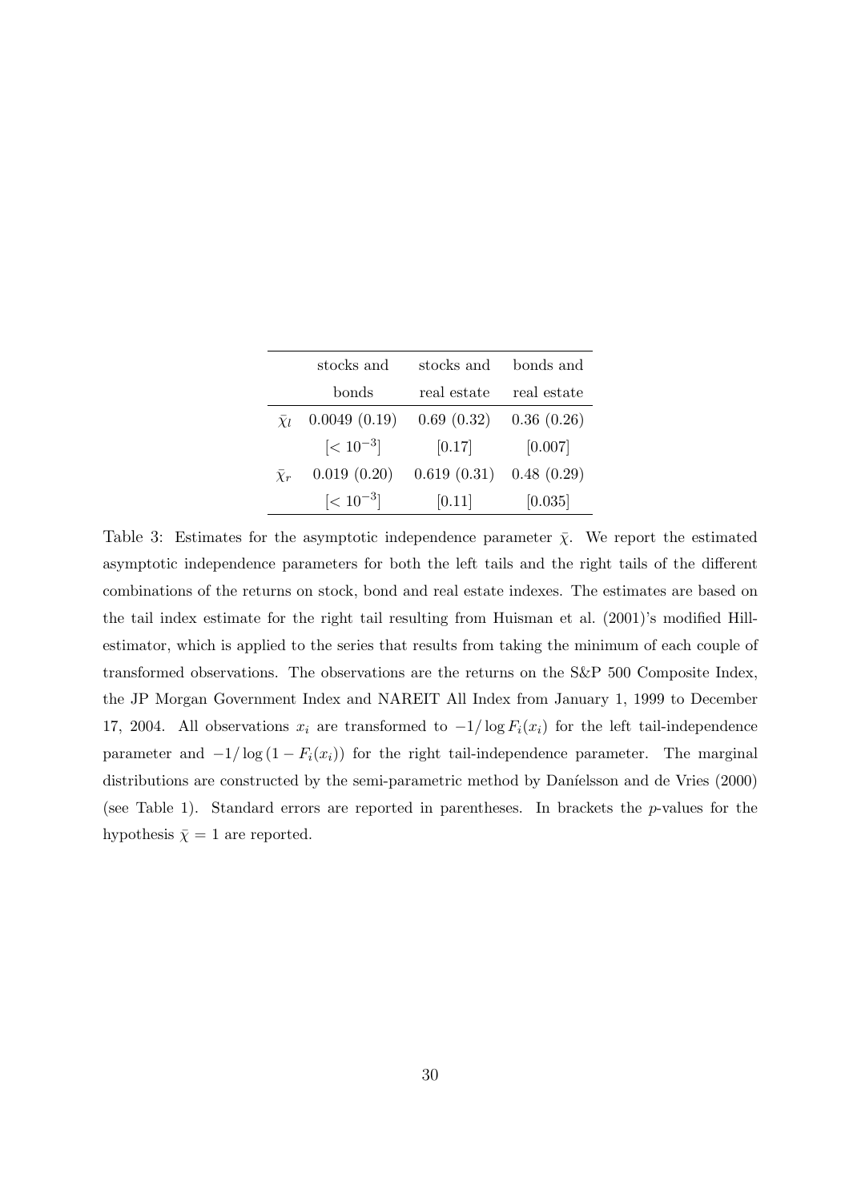| | stocks and bonds | stocks and real estate | bonds and real estate |
|---|---|---|---|
| $\bar{\chi}_l$ | 0.0049 (0.19) | 0.69 (0.32) | 0.36 (0.26) |
| | $[< 10^{-3}]$ | [0.17] | [0.007] |
| $\bar{\chi}_r$ | 0.019 (0.20) | 0.619 (0.31) | 0.48 (0.29) |
| | $[< 10^{-3}]$ | [0.11] | [0.035] |

Table 3: Estimates for the asymptotic independence parameter $\bar{\chi}$. We report the estimated asymptotic independence parameters for both the left tails and the right tails of the different combinations of the returns on stock, bond and real estate indexes. The estimates are based on the tail index estimate for the right tail resulting from Huisman et al. (2001)'s modified Hill-estimator, which is applied to the series that results from taking the minimum of each couple of transformed observations. The observations are the returns on the S&P 500 Composite Index, the JP Morgan Government Index and NAREIT All Index from January 1, 1999 to December 17, 2004. All observations $x_i$ are transformed to $-1/\log F_i(x_i)$ for the left tail-independence parameter and $-1/\log(1 - F_i(x_i))$ for the right tail-independence parameter. The marginal distributions are constructed by the semi-parametric method by Daníelsson and de Vries (2000) (see Table 1). Standard errors are reported in parentheses. In brackets the $p$-values for the hypothesis $\bar{\chi} = 1$ are reported.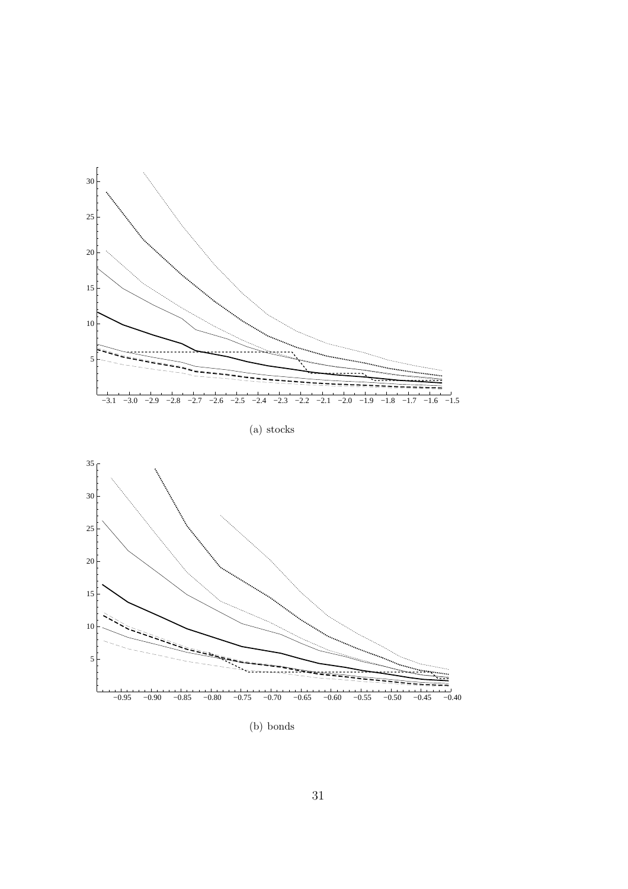(a) stocks

(b) bonds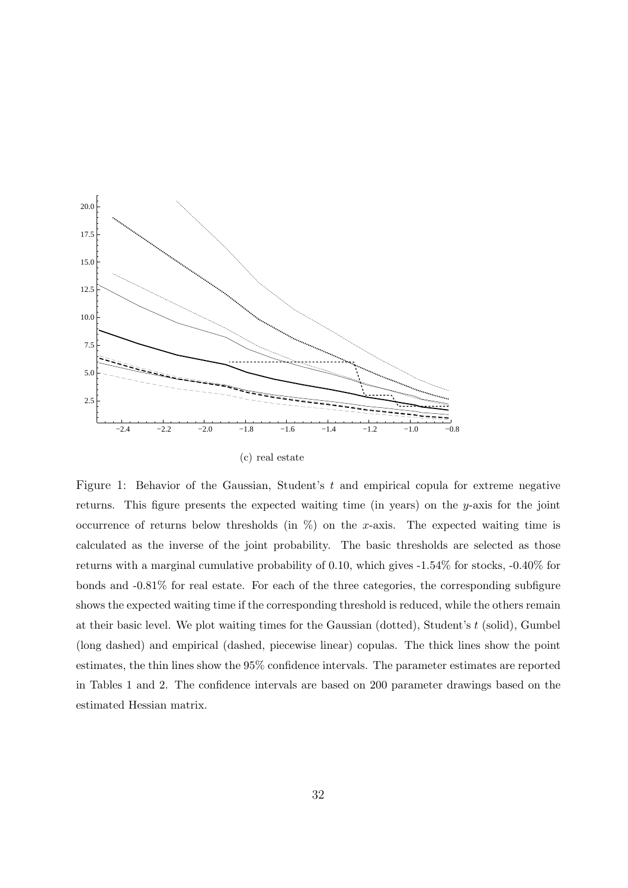20.0
17.5
15.0
12.5
10.0
7.5
5.0
2.5

−2.4 −2.2 −2.0 −1.8 −1.6 −1.4 −1.2 −1.0 −0.8

(c) real estate

Figure 1: Behavior of the Gaussian, Student's $t$ and empirical copula for extreme negative returns. This figure presents the expected waiting time (in years) on the $y$-axis for the joint occurrence of returns below thresholds (in %) on the $x$-axis. The expected waiting time is calculated as the inverse of the joint probability. The basic thresholds are selected as those returns with a marginal cumulative probability of 0.10, which gives -1.54% for stocks, -0.40% for bonds and -0.81% for real estate. For each of the three categories, the corresponding subfigure shows the expected waiting time if the corresponding threshold is reduced, while the others remain at their basic level. We plot waiting times for the Gaussian (dotted), Student's $t$ (solid), Gumbel (long dashed) and empirical (dashed, piecewise linear) copulas. The thick lines show the point estimates, the thin lines show the 95% confidence intervals. The parameter estimates are reported in Tables 1 and 2. The confidence intervals are based on 200 parameter drawings based on the estimated Hessian matrix.